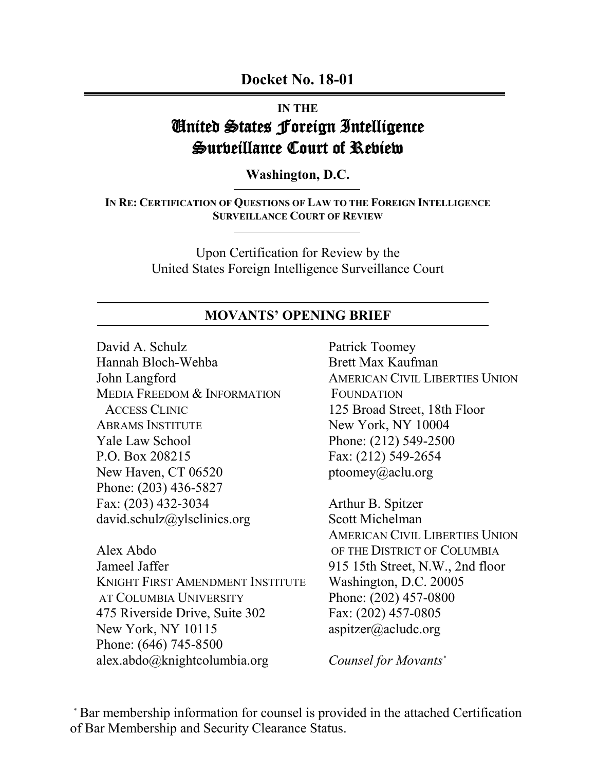**Docket No. 18-01**

**IN THE**

# United States Foreign Intelligence Surveillance Court of Review

**Washington, D.C.**

**IN RE: CERTIFICATION OF QUESTIONS OF LAW TO THE FOREIGN INTELLIGENCE SURVEILLANCE COURT OF REVIEW**

Upon Certification for Review by the
United States Foreign Intelligence Surveillance Court

## MOVANTS' OPENING BRIEF

David A. Schulz
Hannah Bloch-Wehba
John Langford
MEDIA FREEDOM & INFORMATION ACCESS CLINIC
ABRAMS INSTITUTE
Yale Law School
P.O. Box 208215
New Haven, CT 06520
Phone: (203) 436-5827
Fax: (203) 432-3034
david.schulz@ylsclinics.org

Alex Abdo
Jameel Jaffer
KNIGHT FIRST AMENDMENT INSTITUTE AT COLUMBIA UNIVERSITY
475 Riverside Drive, Suite 302
New York, NY 10115
Phone: (646) 745-8500
alex.abdo@knightcolumbia.org

Patrick Toomey
Brett Max Kaufman
AMERICAN CIVIL LIBERTIES UNION FOUNDATION
125 Broad Street, 18th Floor
New York, NY 10004
Phone: (212) 549-2500
Fax: (212) 549-2654
ptoomey@aclu.org

Arthur B. Spitzer
Scott Michelman
AMERICAN CIVIL LIBERTIES UNION OF THE DISTRICT OF COLUMBIA
915 15th Street, N.W., 2nd floor
Washington, D.C. 20005
Phone: (202) 457-0800
Fax: (202) 457-0805
aspitzer@acludc.org

*Counsel for Movants*[*]

[*] Bar membership information for counsel is provided in the attached Certification of Bar Membership and Security Clearance Status.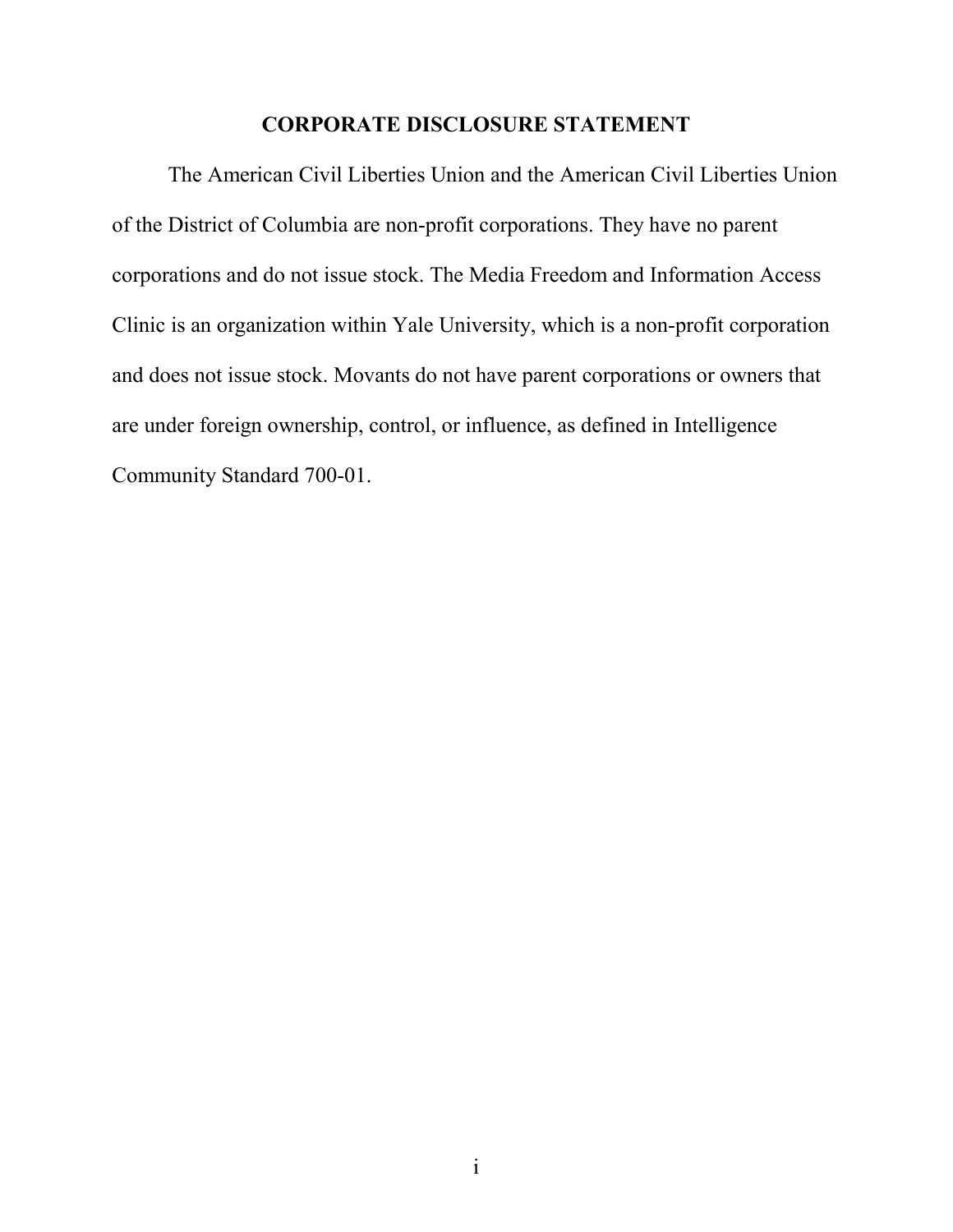# CORPORATE DISCLOSURE STATEMENT

The American Civil Liberties Union and the American Civil Liberties Union of the District of Columbia are non-profit corporations. They have no parent corporations and do not issue stock. The Media Freedom and Information Access Clinic is an organization within Yale University, which is a non-profit corporation and does not issue stock. Movants do not have parent corporations or owners that are under foreign ownership, control, or influence, as defined in Intelligence Community Standard 700-01.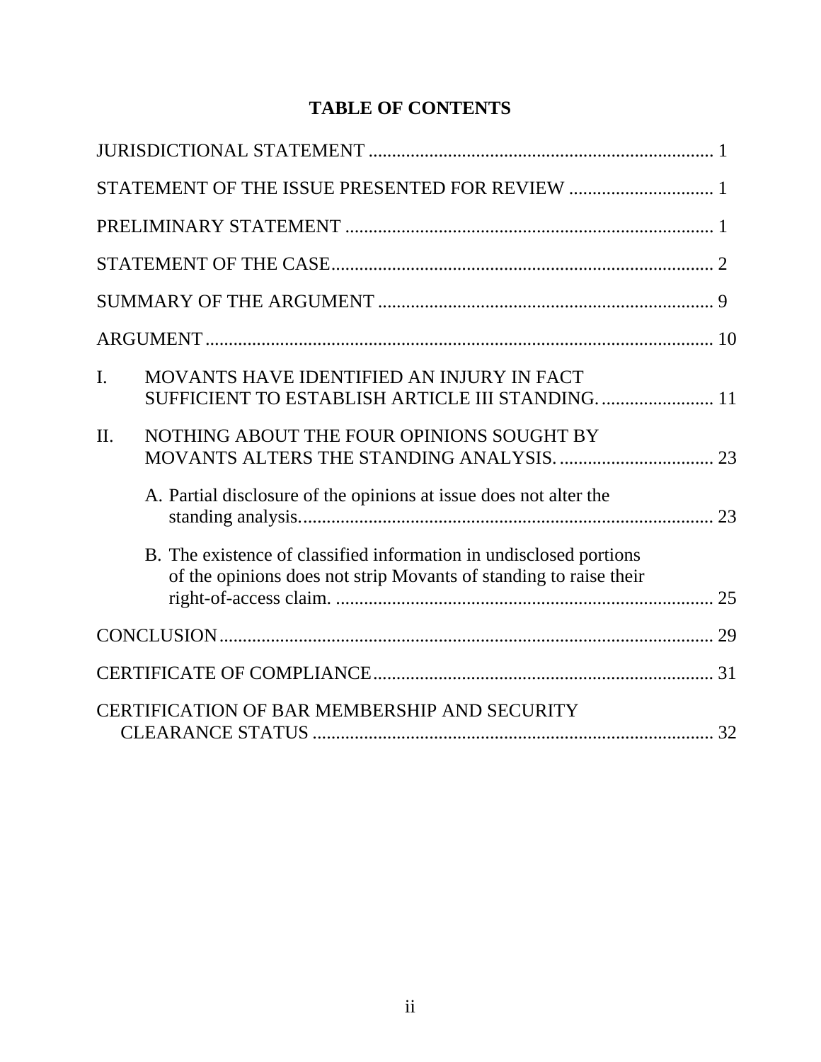# TABLE OF CONTENTS

JURISDICTIONAL STATEMENT ........................................................................ 1

STATEMENT OF THE ISSUE PRESENTED FOR REVIEW .............................. 1

PRELIMINARY STATEMENT ............................................................................. 1

STATEMENT OF THE CASE................................................................................. 2

SUMMARY OF THE ARGUMENT ....................................................................... 9

ARGUMENT ........................................................................................................... 10

I. MOVANTS HAVE IDENTIFIED AN INJURY IN FACT SUFFICIENT TO ESTABLISH ARTICLE III STANDING. ....................... 11

II. NOTHING ABOUT THE FOUR OPINIONS SOUGHT BY MOVANTS ALTERS THE STANDING ANALYSIS. ................................ 23

   A. Partial disclosure of the opinions at issue does not alter the standing analysis. ....................................................................................... 23

   B. The existence of classified information in undisclosed portions of the opinions does not strip Movants of standing to raise their right-of-access claim. ................................................................................ 25

CONCLUSION ........................................................................................................ 29

CERTIFICATE OF COMPLIANCE ....................................................................... 31

CERTIFICATION OF BAR MEMBERSHIP AND SECURITY CLEARANCE STATUS ..................................................................................... 32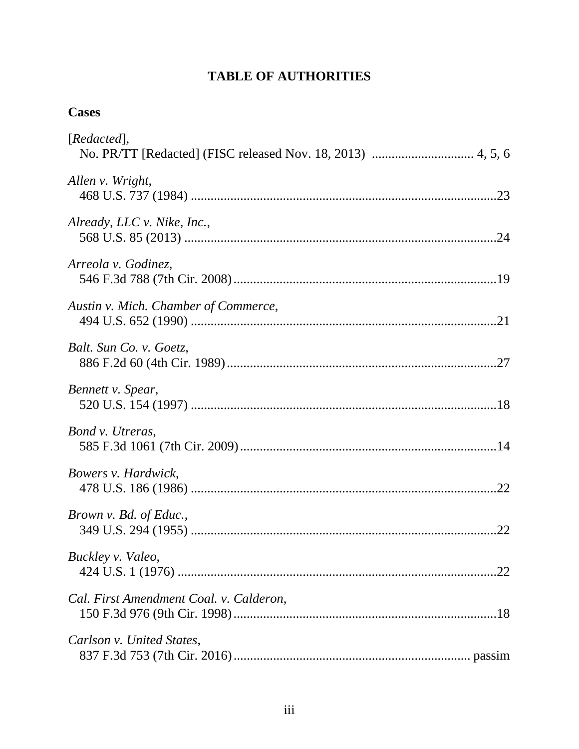# TABLE OF AUTHORITIES

## Cases

[*Redacted*],
No. PR/TT [Redacted] (FISC released Nov. 18, 2013) .............................. 4, 5, 6

*Allen v. Wright*,
468 U.S. 737 (1984) ..........................................................................................23

*Already, LLC v. Nike, Inc.*,
568 U.S. 85 (2013) ............................................................................................24

*Arreola v. Godinez*,
546 F.3d 788 (7th Cir. 2008) ..............................................................................19

*Austin v. Mich. Chamber of Commerce*,
494 U.S. 652 (1990) ..........................................................................................21

*Balt. Sun Co. v. Goetz*,
886 F.2d 60 (4th Cir. 1989) ................................................................................27

*Bennett v. Spear*,
520 U.S. 154 (1997) ..........................................................................................18

*Bond v. Utreras*,
585 F.3d 1061 (7th Cir. 2009) ............................................................................14

*Bowers v. Hardwick*,
478 U.S. 186 (1986) ..........................................................................................22

*Brown v. Bd. of Educ.*,
349 U.S. 294 (1955) ..........................................................................................22

*Buckley v. Valeo*,
424 U.S. 1 (1976) ..............................................................................................22

*Cal. First Amendment Coal. v. Calderon*,
150 F.3d 976 (9th Cir. 1998) ..............................................................................18

*Carlson v. United States*,
837 F.3d 753 (7th Cir. 2016) ..................................................................... passim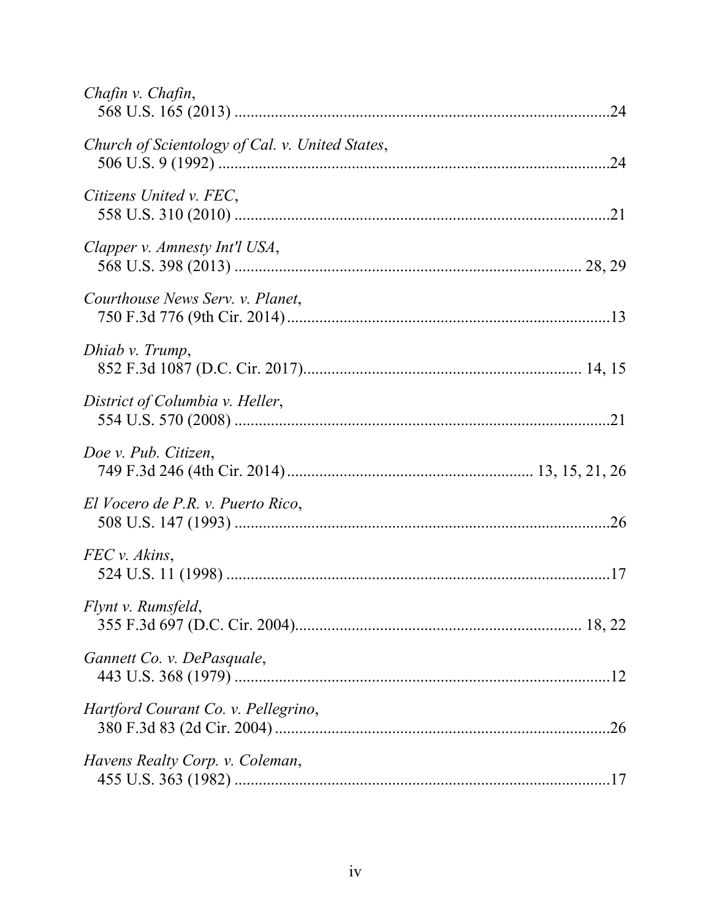*Chafin v. Chafin*,
568 U.S. 165 (2013) ....................................................................................24

*Church of Scientology of Cal. v. United States*,
506 U.S. 9 (1992) ........................................................................................24

*Citizens United v. FEC*,
558 U.S. 310 (2010) ....................................................................................21

*Clapper v. Amnesty Int'l USA*,
568 U.S. 398 (2013) ............................................................................... 28, 29

*Courthouse News Serv. v. Planet*,
750 F.3d 776 (9th Cir. 2014).........................................................................13

*Dhiab v. Trump*,
852 F.3d 1087 (D.C. Cir. 2017)............................................................... 14, 15

*District of Columbia v. Heller*,
554 U.S. 570 (2008) ....................................................................................21

*Doe v. Pub. Citizen*,
749 F.3d 246 (4th Cir. 2014)..................................................... 13, 15, 21, 26

*El Vocero de P.R. v. Puerto Rico*,
508 U.S. 147 (1993) ....................................................................................26

*FEC v. Akins*,
524 U.S. 11 (1998) ......................................................................................17

*Flynt v. Rumsfeld*,
355 F.3d 697 (D.C. Cir. 2004)................................................................ 18, 22

*Gannett Co. v. DePasquale*,
443 U.S. 368 (1979) ....................................................................................12

*Hartford Courant Co. v. Pellegrino*,
380 F.3d 83 (2d Cir. 2004) ...........................................................................26

*Havens Realty Corp. v. Coleman*,
455 U.S. 363 (1982) ....................................................................................17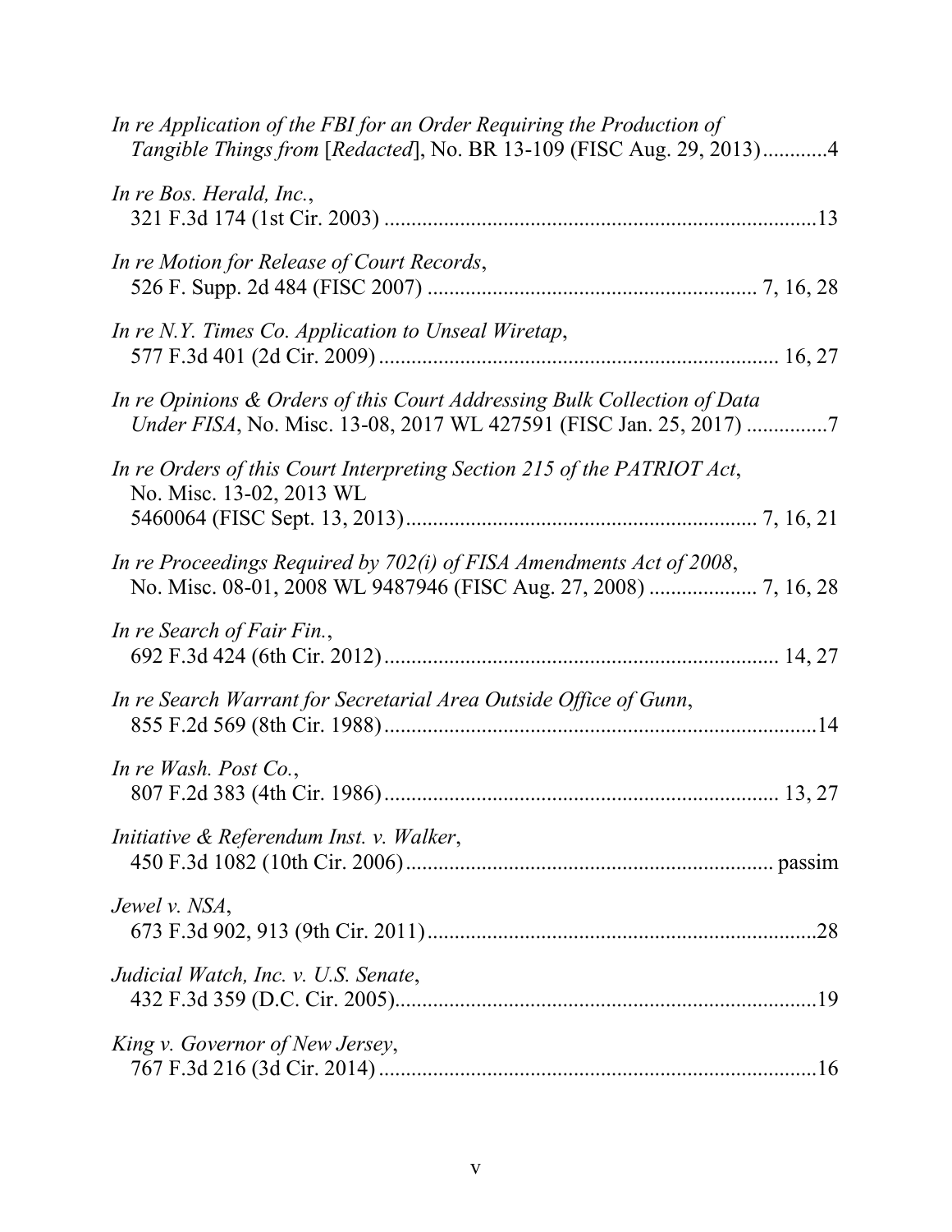*In re Application of the FBI for an Order Requiring the Production of Tangible Things from* [*Redacted*], No. BR 13-109 (FISC Aug. 29, 2013)............4

*In re Bos. Herald, Inc.*, 321 F.3d 174 (1st Cir. 2003) ...............................................................................13

*In re Motion for Release of Court Records*, 526 F. Supp. 2d 484 (FISC 2007) ........................................................... 7, 16, 28

*In re N.Y. Times Co. Application to Unseal Wiretap*, 577 F.3d 401 (2d Cir. 2009) ....................................................................... 16, 27

*In re Opinions & Orders of this Court Addressing Bulk Collection of Data Under FISA*, No. Misc. 13-08, 2017 WL 427591 (FISC Jan. 25, 2017) ..............7

*In re Orders of this Court Interpreting Section 215 of the PATRIOT Act*, No. Misc. 13-02, 2013 WL 5460064 (FISC Sept. 13, 2013)................................................................ 7, 16, 21

*In re Proceedings Required by 702(i) of FISA Amendments Act of 2008*, No. Misc. 08-01, 2008 WL 9487946 (FISC Aug. 27, 2008) .................... 7, 16, 28

*In re Search of Fair Fin.*, 692 F.3d 424 (6th Cir. 2012)....................................................................... 14, 27

*In re Search Warrant for Secretarial Area Outside Office of Gunn*, 855 F.2d 569 (8th Cir. 1988)...............................................................................14

*In re Wash. Post Co.*, 807 F.2d 383 (4th Cir. 1986)...................................................................... 13, 27

*Initiative & Referendum Inst. v. Walker*, 450 F.3d 1082 (10th Cir. 2006).................................................................. passim

*Jewel v. NSA*, 673 F.3d 902, 913 (9th Cir. 2011).......................................................................28

*Judicial Watch, Inc. v. U.S. Senate*, 432 F.3d 359 (D.C. Cir. 2005)............................................................................19

*King v. Governor of New Jersey*, 767 F.3d 216 (3d Cir. 2014) ................................................................................16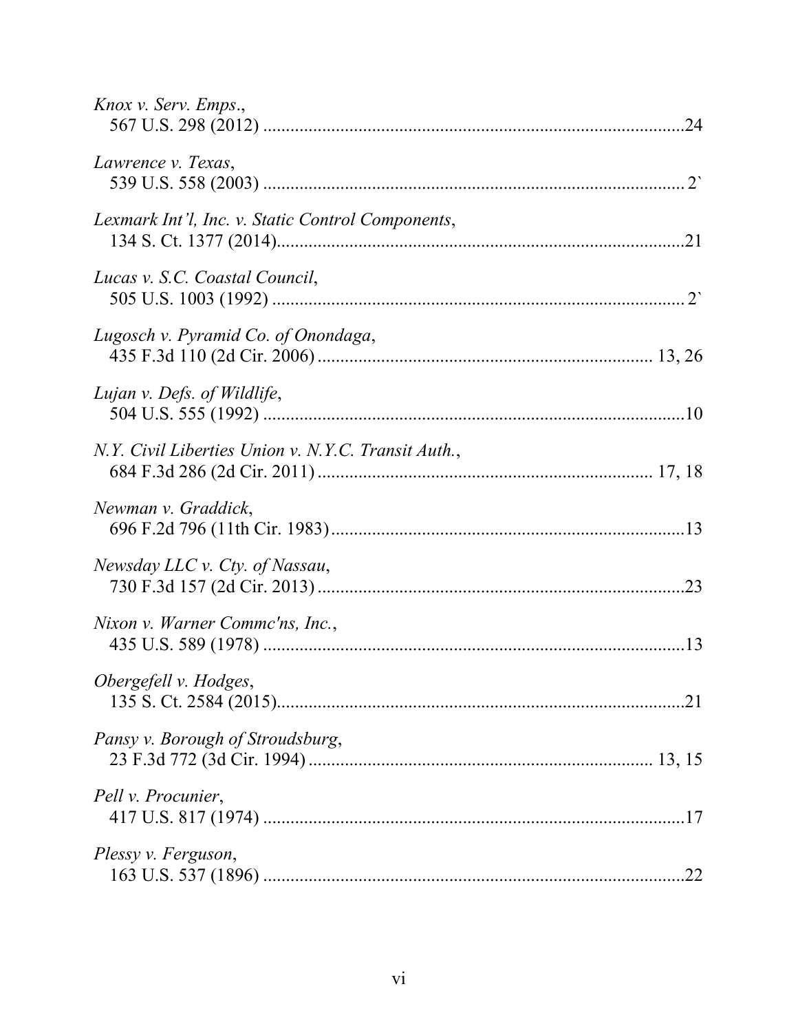*Knox v. Serv. Emps*.,
567 U.S. 298 (2012) ............................................................................................24

*Lawrence v. Texas*,
539 U.S. 558 (2003) ............................................................................................ 2`

*Lexmark Int'l, Inc. v. Static Control Components*,
134 S. Ct. 1377 (2014)........................................................................................21

*Lucas v. S.C. Coastal Council*,
505 U.S. 1003 (1992) .......................................................................................... 2`

*Lugosch v. Pyramid Co. of Onondaga*,
435 F.3d 110 (2d Cir. 2006) ....................................................................... 13, 26

*Lujan v. Defs. of Wildlife*,
504 U.S. 555 (1992) ............................................................................................10

*N.Y. Civil Liberties Union v. N.Y.C. Transit Auth.*,
684 F.3d 286 (2d Cir. 2011) ........................................................................ 17, 18

*Newman v. Graddick*,
696 F.2d 796 (11th Cir. 1983)..............................................................................13

*Newsday LLC v. Cty. of Nassau*,
730 F.3d 157 (2d Cir. 2013) ................................................................................23

*Nixon v. Warner Commc'ns, Inc.*,
435 U.S. 589 (1978) ............................................................................................13

*Obergefell v. Hodges*,
135 S. Ct. 2584 (2015)........................................................................................21

*Pansy v. Borough of Stroudsburg*,
23 F.3d 772 (3d Cir. 1994) .......................................................................... 13, 15

*Pell v. Procunier*,
417 U.S. 817 (1974) ............................................................................................17

*Plessy v. Ferguson*,
163 U.S. 537 (1896) ............................................................................................22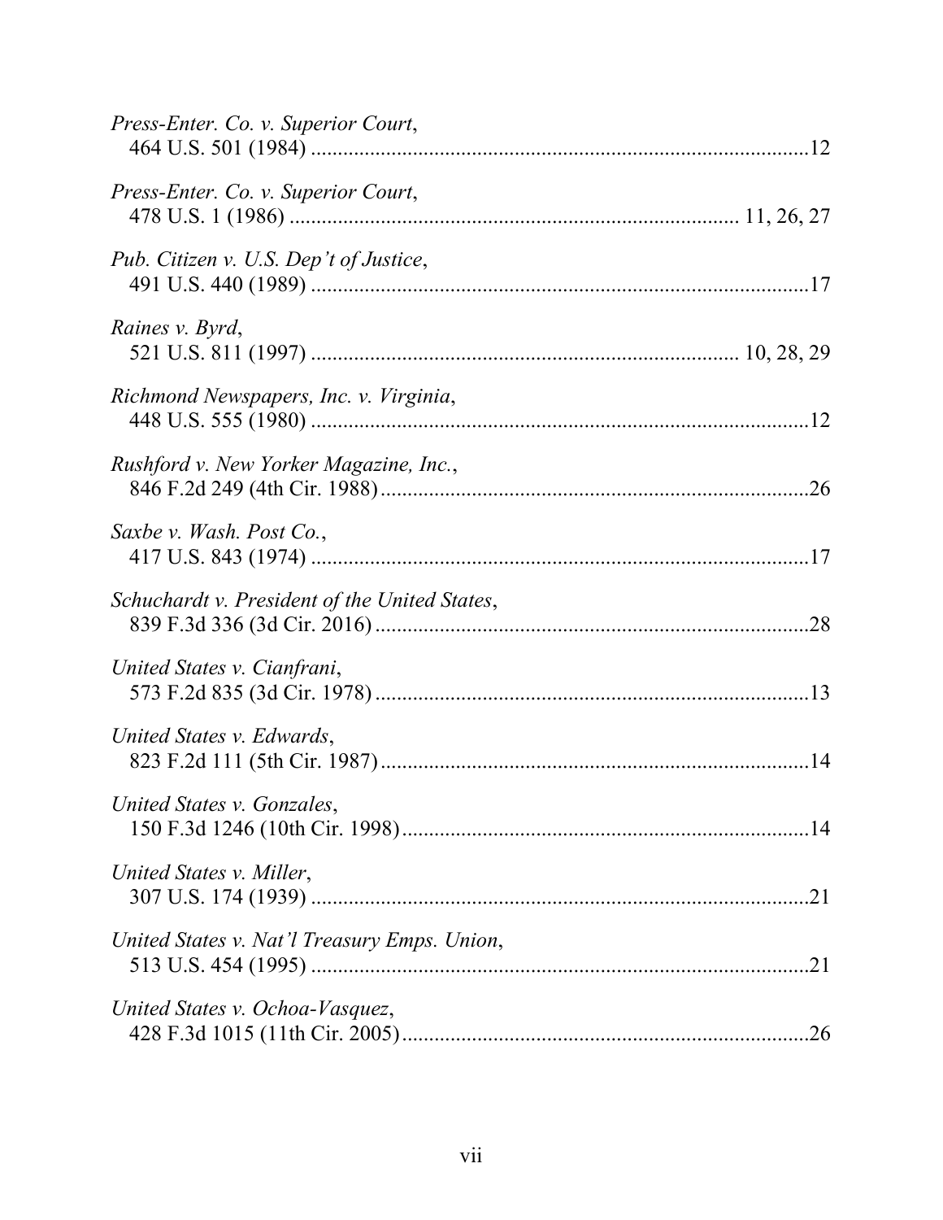*Press-Enter. Co. v. Superior Court*,
464 U.S. 501 (1984) ............................................................................................12

*Press-Enter. Co. v. Superior Court*,
478 U.S. 1 (1986) ................................................................................ 11, 26, 27

*Pub. Citizen v. U.S. Dep't of Justice*,
491 U.S. 440 (1989) ............................................................................................17

*Raines v. Byrd*,
521 U.S. 811 (1997) ............................................................................ 10, 28, 29

*Richmond Newspapers, Inc. v. Virginia*,
448 U.S. 555 (1980) ............................................................................................12

*Rushford v. New Yorker Magazine, Inc.*,
846 F.2d 249 (4th Cir. 1988)...............................................................................26

*Saxbe v. Wash. Post Co.*,
417 U.S. 843 (1974) ............................................................................................17

*Schuchardt v. President of the United States*,
839 F.3d 336 (3d Cir. 2016)................................................................................28

*United States v. Cianfrani*,
573 F.2d 835 (3d Cir. 1978)................................................................................13

*United States v. Edwards*,
823 F.2d 111 (5th Cir. 1987)...............................................................................14

*United States v. Gonzales*,
150 F.3d 1246 (10th Cir. 1998)...........................................................................14

*United States v. Miller*,
307 U.S. 174 (1939) ............................................................................................21

*United States v. Nat'l Treasury Emps. Union*,
513 U.S. 454 (1995) ............................................................................................21

*United States v. Ochoa-Vasquez*,
428 F.3d 1015 (11th Cir. 2005)...........................................................................26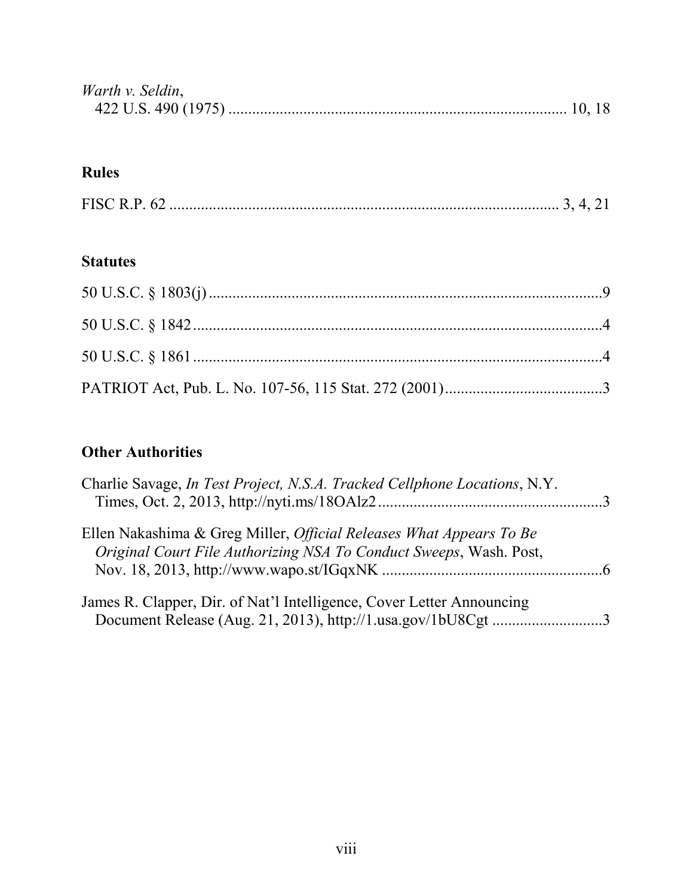*Warth v. Seldin*,
422 U.S. 490 (1975) .................................................................................... 10, 18

## Rules

FISC R.P. 62 .................................................................................................. 3, 4, 21

## Statutes

50 U.S.C. § 1803(j) ....................................................................................................9

50 U.S.C. § 1842 ........................................................................................................4

50 U.S.C. § 1861 ........................................................................................................4

PATRIOT Act, Pub. L. No. 107-56, 115 Stat. 272 (2001) ........................................3

## Other Authorities

Charlie Savage, *In Test Project, N.S.A. Tracked Cellphone Locations*, N.Y. Times, Oct. 2, 2013, http://nyti.ms/18OAlz2 ........................................................3

Ellen Nakashima & Greg Miller, *Official Releases What Appears To Be Original Court File Authorizing NSA To Conduct Sweeps*, Wash. Post, Nov. 18, 2013, http://www.wapo.st/IGqxNK .......................................................6

James R. Clapper, Dir. of Nat'l Intelligence, Cover Letter Announcing Document Release (Aug. 21, 2013), http://1.usa.gov/1bU8Cgt ...........................3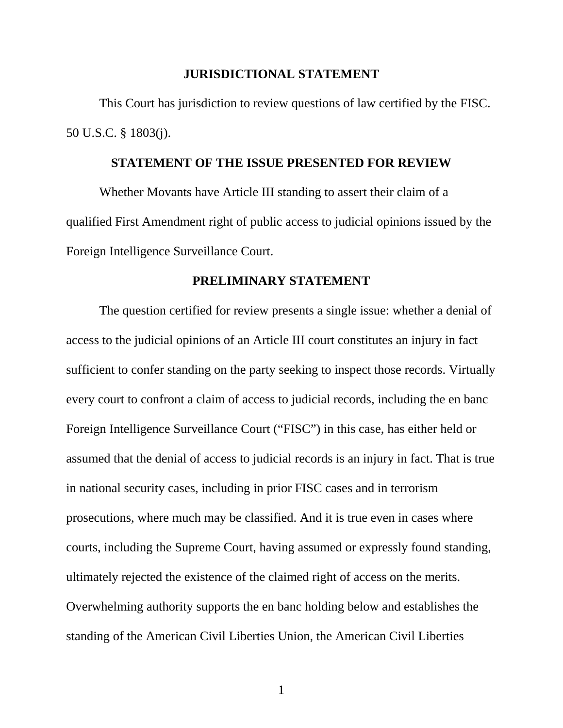## JURISDICTIONAL STATEMENT

This Court has jurisdiction to review questions of law certified by the FISC. 50 U.S.C. § 1803(j).

## STATEMENT OF THE ISSUE PRESENTED FOR REVIEW

Whether Movants have Article III standing to assert their claim of a qualified First Amendment right of public access to judicial opinions issued by the Foreign Intelligence Surveillance Court.

## PRELIMINARY STATEMENT

The question certified for review presents a single issue: whether a denial of access to the judicial opinions of an Article III court constitutes an injury in fact sufficient to confer standing on the party seeking to inspect those records. Virtually every court to confront a claim of access to judicial records, including the en banc Foreign Intelligence Surveillance Court ("FISC") in this case, has either held or assumed that the denial of access to judicial records is an injury in fact. That is true in national security cases, including in prior FISC cases and in terrorism prosecutions, where much may be classified. And it is true even in cases where courts, including the Supreme Court, having assumed or expressly found standing, ultimately rejected the existence of the claimed right of access on the merits. Overwhelming authority supports the en banc holding below and establishes the standing of the American Civil Liberties Union, the American Civil Liberties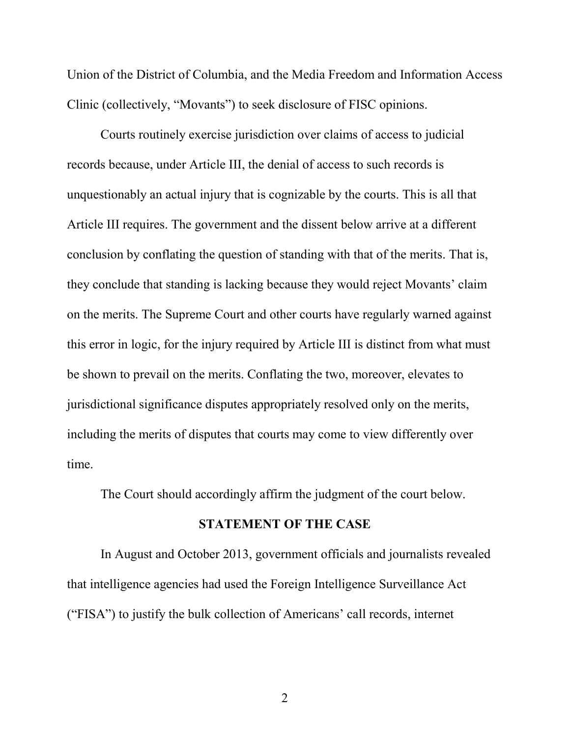Union of the District of Columbia, and the Media Freedom and Information Access Clinic (collectively, "Movants") to seek disclosure of FISC opinions.

Courts routinely exercise jurisdiction over claims of access to judicial records because, under Article III, the denial of access to such records is unquestionably an actual injury that is cognizable by the courts. This is all that Article III requires. The government and the dissent below arrive at a different conclusion by conflating the question of standing with that of the merits. That is, they conclude that standing is lacking because they would reject Movants' claim on the merits. The Supreme Court and other courts have regularly warned against this error in logic, for the injury required by Article III is distinct from what must be shown to prevail on the merits. Conflating the two, moreover, elevates to jurisdictional significance disputes appropriately resolved only on the merits, including the merits of disputes that courts may come to view differently over time.

The Court should accordingly affirm the judgment of the court below.

## STATEMENT OF THE CASE

In August and October 2013, government officials and journalists revealed that intelligence agencies had used the Foreign Intelligence Surveillance Act ("FISA") to justify the bulk collection of Americans' call records, internet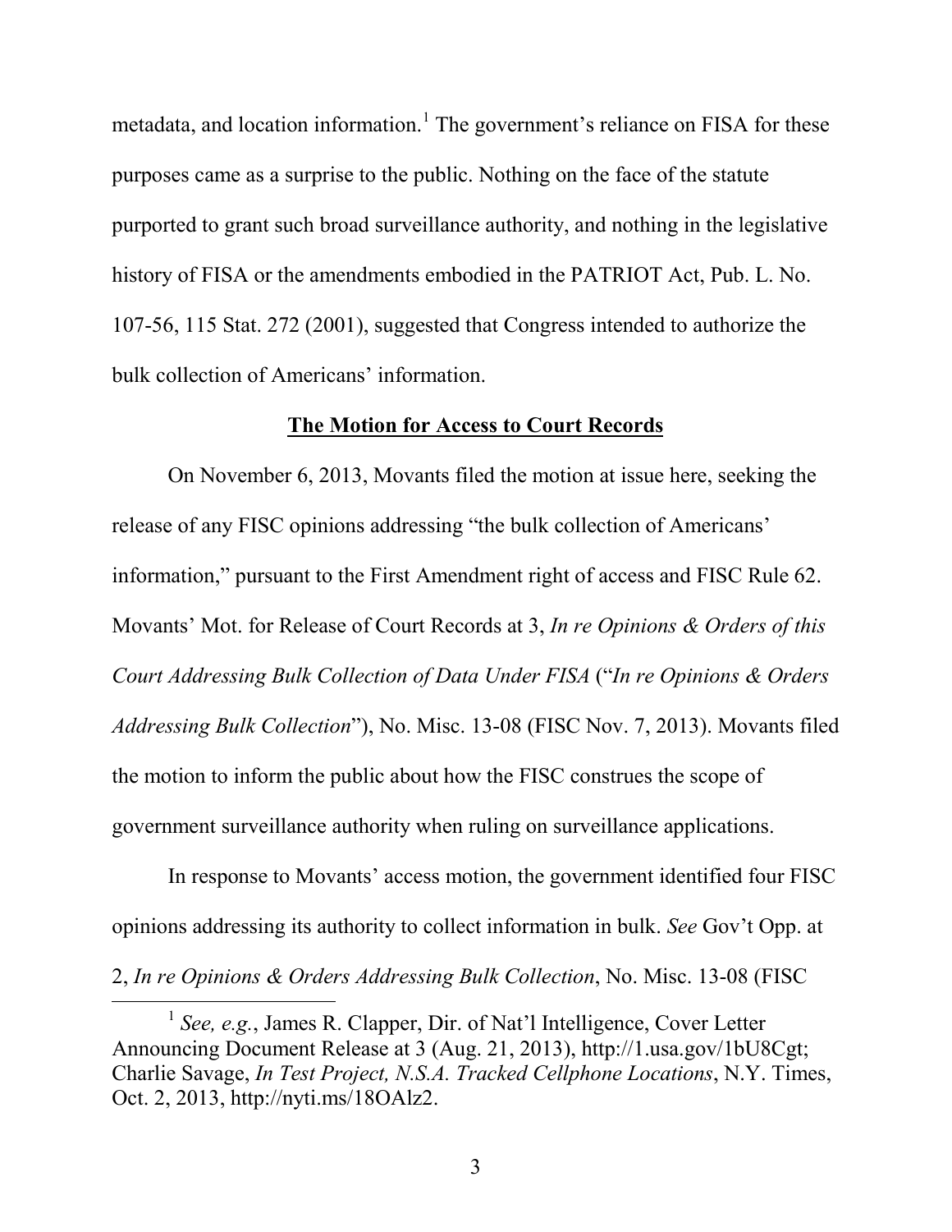metadata, and location information.[1] The government's reliance on FISA for these purposes came as a surprise to the public. Nothing on the face of the statute purported to grant such broad surveillance authority, and nothing in the legislative history of FISA or the amendments embodied in the PATRIOT Act, Pub. L. No. 107-56, 115 Stat. 272 (2001), suggested that Congress intended to authorize the bulk collection of Americans' information.

**The Motion for Access to Court Records**

On November 6, 2013, Movants filed the motion at issue here, seeking the release of any FISC opinions addressing "the bulk collection of Americans' information," pursuant to the First Amendment right of access and FISC Rule 62. Movants' Mot. for Release of Court Records at 3, *In re Opinions & Orders of this Court Addressing Bulk Collection of Data Under FISA* ("*In re Opinions & Orders Addressing Bulk Collection*"), No. Misc. 13-08 (FISC Nov. 7, 2013). Movants filed the motion to inform the public about how the FISC construes the scope of government surveillance authority when ruling on surveillance applications.

In response to Movants' access motion, the government identified four FISC opinions addressing its authority to collect information in bulk. *See* Gov't Opp. at 2, *In re Opinions & Orders Addressing Bulk Collection*, No. Misc. 13-08 (FISC

[1] *See, e.g.*, James R. Clapper, Dir. of Nat'l Intelligence, Cover Letter Announcing Document Release at 3 (Aug. 21, 2013), http://1.usa.gov/1bU8Cgt; Charlie Savage, *In Test Project, N.S.A. Tracked Cellphone Locations*, N.Y. Times, Oct. 2, 2013, http://nyti.ms/18OAlz2.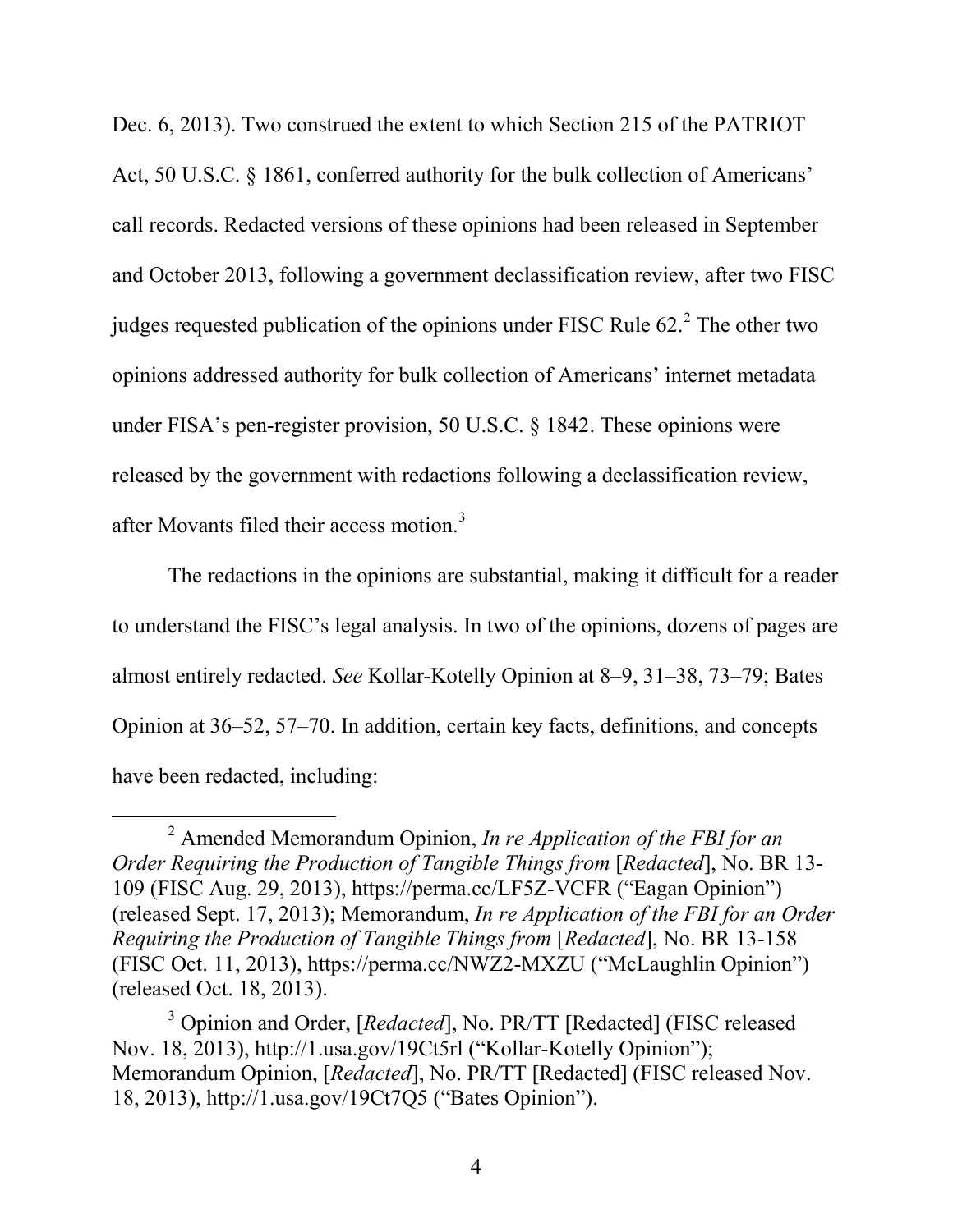Dec. 6, 2013). Two construed the extent to which Section 215 of the PATRIOT Act, 50 U.S.C. § 1861, conferred authority for the bulk collection of Americans' call records. Redacted versions of these opinions had been released in September and October 2013, following a government declassification review, after two FISC judges requested publication of the opinions under FISC Rule 62.[2] The other two opinions addressed authority for bulk collection of Americans' internet metadata under FISA's pen-register provision, 50 U.S.C. § 1842. These opinions were released by the government with redactions following a declassification review, after Movants filed their access motion.[3]

The redactions in the opinions are substantial, making it difficult for a reader to understand the FISC's legal analysis. In two of the opinions, dozens of pages are almost entirely redacted. *See* Kollar-Kotelly Opinion at 8–9, 31–38, 73–79; Bates Opinion at 36–52, 57–70. In addition, certain key facts, definitions, and concepts have been redacted, including:

---

[2] Amended Memorandum Opinion, *In re Application of the FBI for an Order Requiring the Production of Tangible Things from* [*Redacted*], No. BR 13-109 (FISC Aug. 29, 2013), https://perma.cc/LF5Z-VCFR ("Eagan Opinion") (released Sept. 17, 2013); Memorandum, *In re Application of the FBI for an Order Requiring the Production of Tangible Things from* [*Redacted*], No. BR 13-158 (FISC Oct. 11, 2013), https://perma.cc/NWZ2-MXZU ("McLaughlin Opinion") (released Oct. 18, 2013).

[3] Opinion and Order, [*Redacted*], No. PR/TT [Redacted] (FISC released Nov. 18, 2013), http://1.usa.gov/19Ct5rl ("Kollar-Kotelly Opinion"); Memorandum Opinion, [*Redacted*], No. PR/TT [Redacted] (FISC released Nov. 18, 2013), http://1.usa.gov/19Ct7Q5 ("Bates Opinion").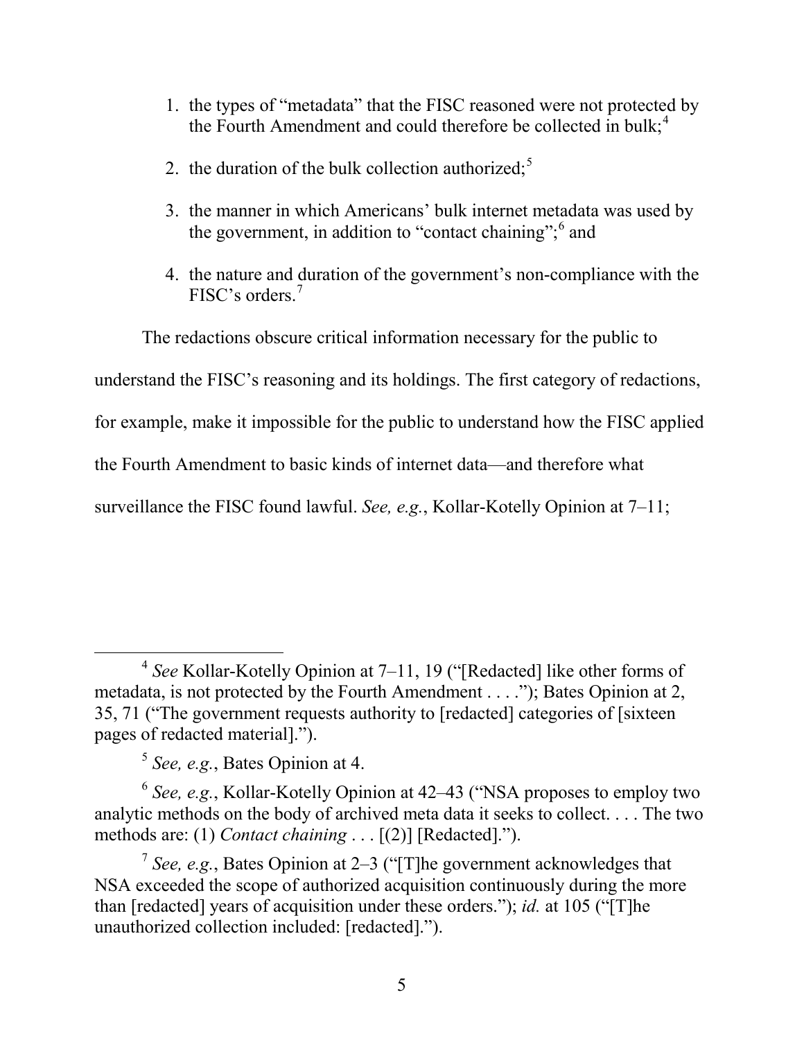1. the types of "metadata" that the FISC reasoned were not protected by the Fourth Amendment and could therefore be collected in bulk;[4]

2. the duration of the bulk collection authorized;[5]

3. the manner in which Americans' bulk internet metadata was used by the government, in addition to "contact chaining";[6] and

4. the nature and duration of the government's non-compliance with the FISC's orders.[7]

The redactions obscure critical information necessary for the public to understand the FISC's reasoning and its holdings. The first category of redactions, for example, make it impossible for the public to understand how the FISC applied the Fourth Amendment to basic kinds of internet data—and therefore what surveillance the FISC found lawful. *See, e.g.*, Kollar-Kotelly Opinion at 7–11;

---

[4] *See* Kollar-Kotelly Opinion at 7–11, 19 ("[Redacted] like other forms of metadata, is not protected by the Fourth Amendment . . . ."); Bates Opinion at 2, 35, 71 ("The government requests authority to [redacted] categories of [sixteen pages of redacted material].").

[5] *See, e.g.*, Bates Opinion at 4.

[6] *See, e.g.*, Kollar-Kotelly Opinion at 42–43 ("NSA proposes to employ two analytic methods on the body of archived meta data it seeks to collect. . . . The two methods are: (1) *Contact chaining* . . . [(2)] [Redacted].").

[7] *See, e.g.*, Bates Opinion at 2–3 ("[T]he government acknowledges that NSA exceeded the scope of authorized acquisition continuously during the more than [redacted] years of acquisition under these orders."); *id.* at 105 ("[T]he unauthorized collection included: [redacted].").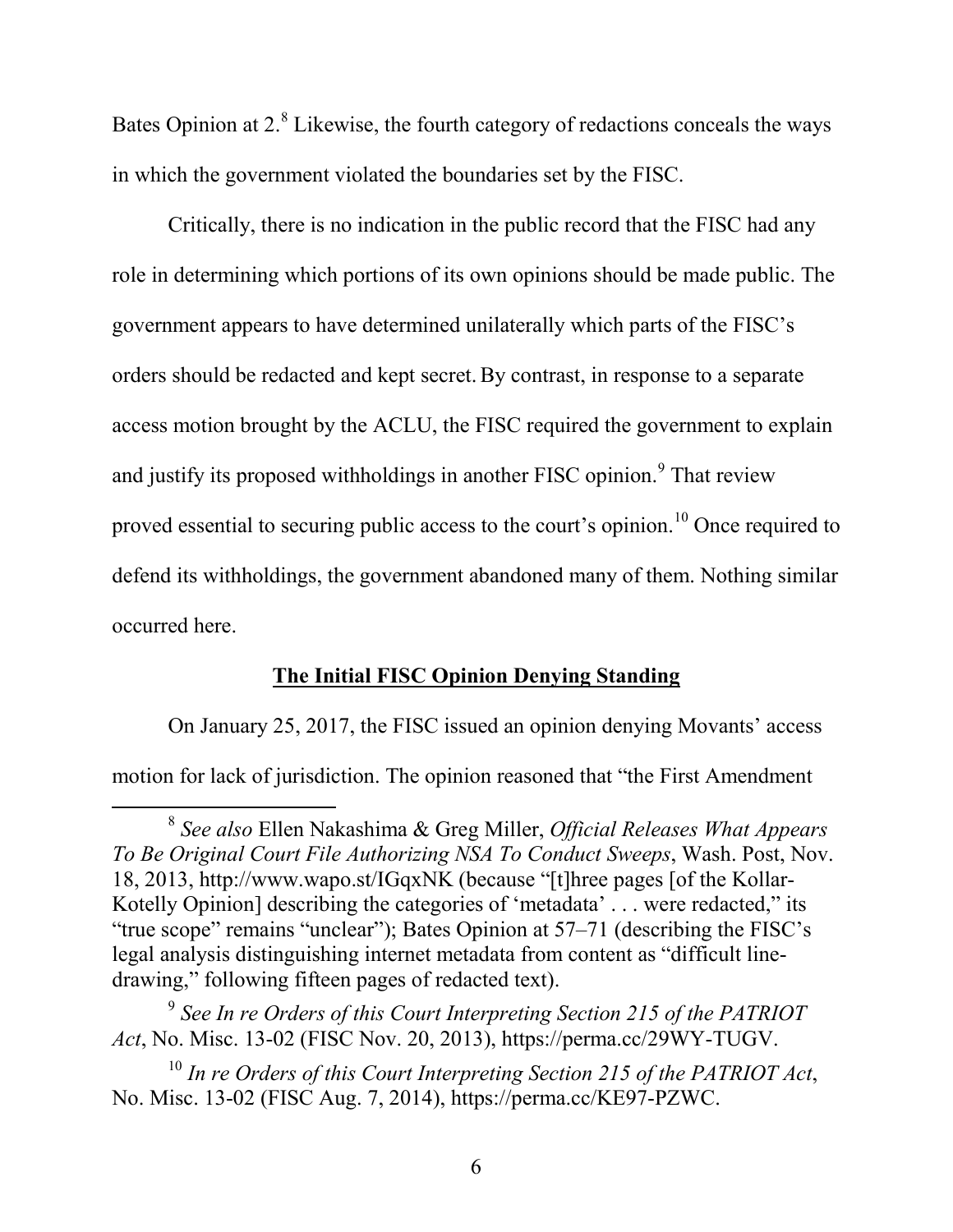Bates Opinion at 2.[8] Likewise, the fourth category of redactions conceals the ways in which the government violated the boundaries set by the FISC.

Critically, there is no indication in the public record that the FISC had any role in determining which portions of its own opinions should be made public. The government appears to have determined unilaterally which parts of the FISC's orders should be redacted and kept secret. By contrast, in response to a separate access motion brought by the ACLU, the FISC required the government to explain and justify its proposed withholdings in another FISC opinion.[9] That review proved essential to securing public access to the court's opinion.[10] Once required to defend its withholdings, the government abandoned many of them. Nothing similar occurred here.

**The Initial FISC Opinion Denying Standing**

On January 25, 2017, the FISC issued an opinion denying Movants' access motion for lack of jurisdiction. The opinion reasoned that "the First Amendment

---

[8] *See also* Ellen Nakashima & Greg Miller, *Official Releases What Appears To Be Original Court File Authorizing NSA To Conduct Sweeps*, Wash. Post, Nov. 18, 2013, http://www.wapo.st/IGqxNK (because "[t]hree pages [of the Kollar-Kotelly Opinion] describing the categories of 'metadata' . . . were redacted," its "true scope" remains "unclear"); Bates Opinion at 57–71 (describing the FISC's legal analysis distinguishing internet metadata from content as "difficult line-drawing," following fifteen pages of redacted text).

[9] *See In re Orders of this Court Interpreting Section 215 of the PATRIOT Act*, No. Misc. 13-02 (FISC Nov. 20, 2013), https://perma.cc/29WY-TUGV.

[10] *In re Orders of this Court Interpreting Section 215 of the PATRIOT Act*, No. Misc. 13-02 (FISC Aug. 7, 2014), https://perma.cc/KE97-PZWC.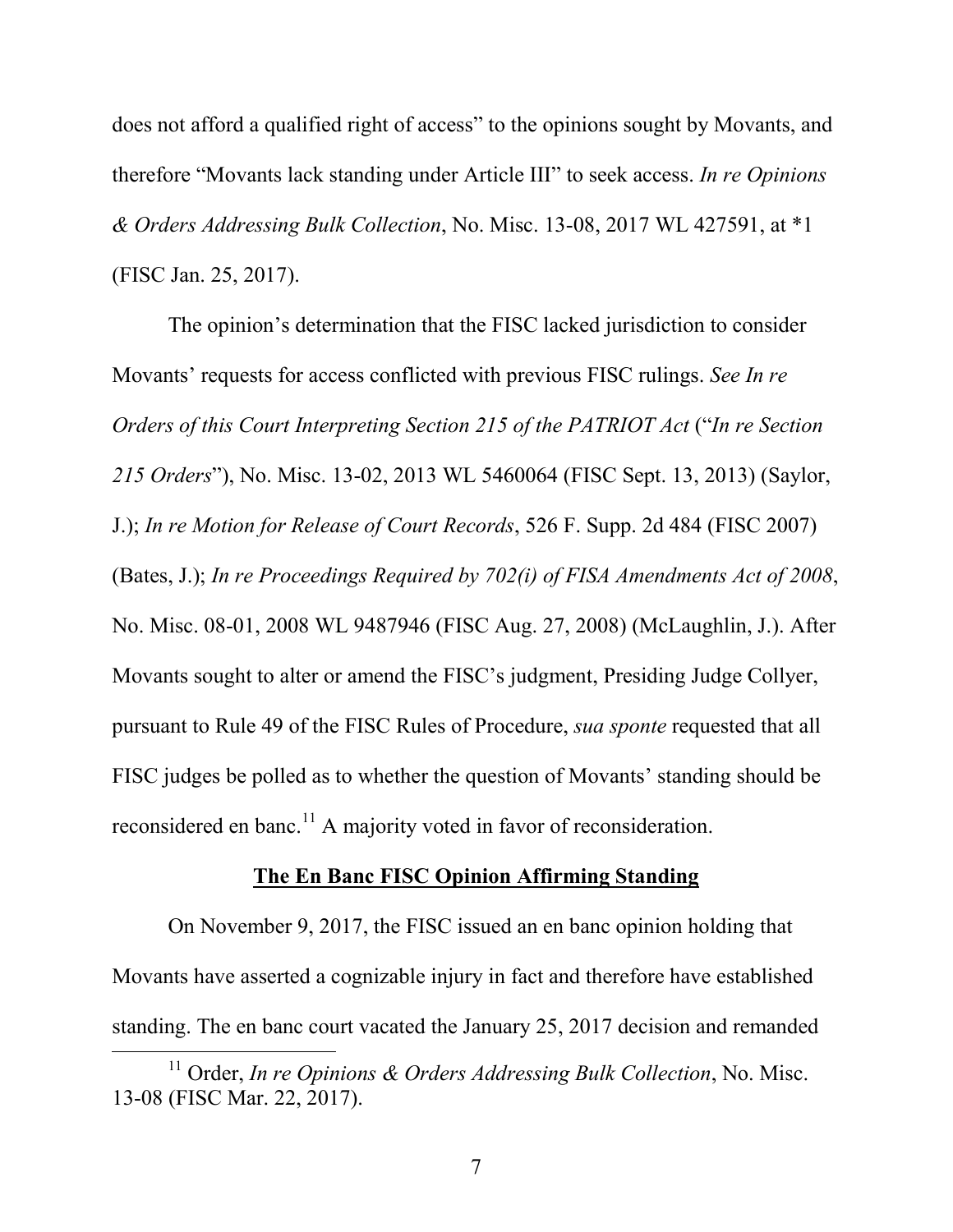does not afford a qualified right of access" to the opinions sought by Movants, and therefore "Movants lack standing under Article III" to seek access. *In re Opinions & Orders Addressing Bulk Collection*, No. Misc. 13-08, 2017 WL 427591, at *1 (FISC Jan. 25, 2017).

The opinion's determination that the FISC lacked jurisdiction to consider Movants' requests for access conflicted with previous FISC rulings. *See In re Orders of this Court Interpreting Section 215 of the PATRIOT Act* ("*In re Section 215 Orders*"), No. Misc. 13-02, 2013 WL 5460064 (FISC Sept. 13, 2013) (Saylor, J.); *In re Motion for Release of Court Records*, 526 F. Supp. 2d 484 (FISC 2007) (Bates, J.); *In re Proceedings Required by 702(i) of FISA Amendments Act of 2008*, No. Misc. 08-01, 2008 WL 9487946 (FISC Aug. 27, 2008) (McLaughlin, J.). After Movants sought to alter or amend the FISC's judgment, Presiding Judge Collyer, pursuant to Rule 49 of the FISC Rules of Procedure, *sua sponte* requested that all FISC judges be polled as to whether the question of Movants' standing should be reconsidered en banc.[11] A majority voted in favor of reconsideration.

**The En Banc FISC Opinion Affirming Standing**

On November 9, 2017, the FISC issued an en banc opinion holding that Movants have asserted a cognizable injury in fact and therefore have established standing. The en banc court vacated the January 25, 2017 decision and remanded

[11] Order, *In re Opinions & Orders Addressing Bulk Collection*, No. Misc. 13-08 (FISC Mar. 22, 2017).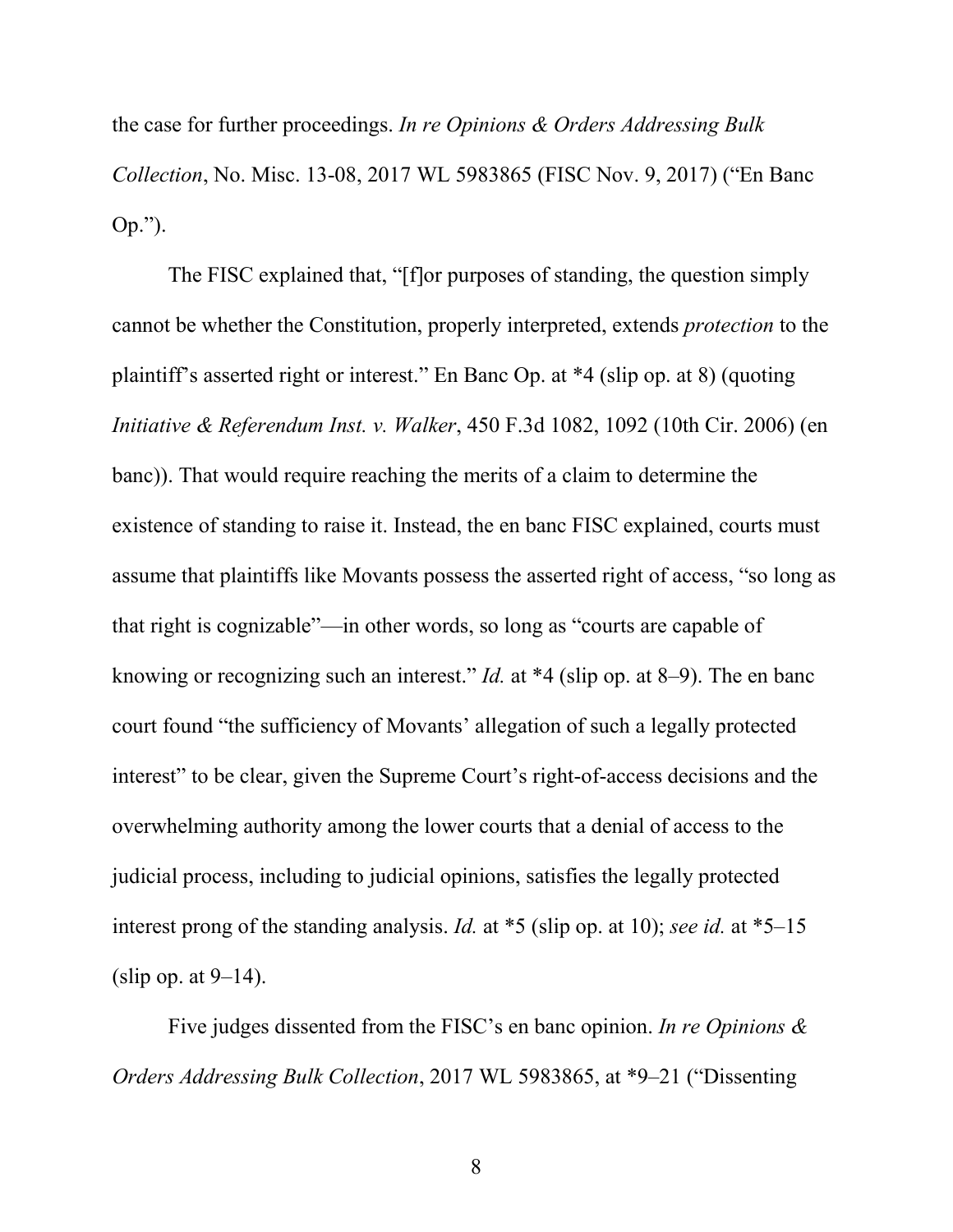the case for further proceedings. *In re Opinions & Orders Addressing Bulk Collection*, No. Misc. 13-08, 2017 WL 5983865 (FISC Nov. 9, 2017) ("En Banc Op.").

The FISC explained that, "[f]or purposes of standing, the question simply cannot be whether the Constitution, properly interpreted, extends *protection* to the plaintiff's asserted right or interest." En Banc Op. at *4 (slip op. at 8) (quoting *Initiative & Referendum Inst. v. Walker*, 450 F.3d 1082, 1092 (10th Cir. 2006) (en banc)). That would require reaching the merits of a claim to determine the existence of standing to raise it. Instead, the en banc FISC explained, courts must assume that plaintiffs like Movants possess the asserted right of access, "so long as that right is cognizable"—in other words, so long as "courts are capable of knowing or recognizing such an interest." *Id.* at *4 (slip op. at 8–9). The en banc court found "the sufficiency of Movants' allegation of such a legally protected interest" to be clear, given the Supreme Court's right-of-access decisions and the overwhelming authority among the lower courts that a denial of access to the judicial process, including to judicial opinions, satisfies the legally protected interest prong of the standing analysis. *Id.* at *5 (slip op. at 10); *see id.* at *5–15 (slip op. at 9–14).

Five judges dissented from the FISC's en banc opinion. *In re Opinions & Orders Addressing Bulk Collection*, 2017 WL 5983865, at *9–21 ("Dissenting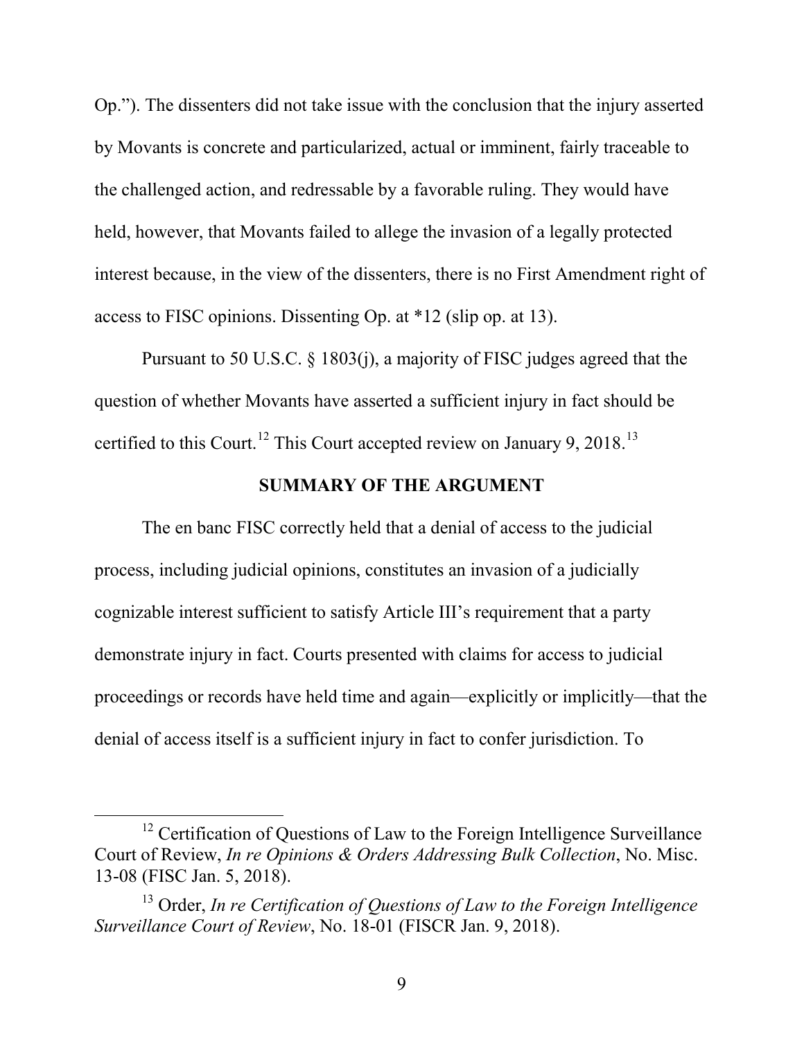Op."). The dissenters did not take issue with the conclusion that the injury asserted by Movants is concrete and particularized, actual or imminent, fairly traceable to the challenged action, and redressable by a favorable ruling. They would have held, however, that Movants failed to allege the invasion of a legally protected interest because, in the view of the dissenters, there is no First Amendment right of access to FISC opinions. Dissenting Op. at *12 (slip op. at 13).

Pursuant to 50 U.S.C. § 1803(j), a majority of FISC judges agreed that the question of whether Movants have asserted a sufficient injury in fact should be certified to this Court.[12] This Court accepted review on January 9, 2018.[13]

## SUMMARY OF THE ARGUMENT

The en banc FISC correctly held that a denial of access to the judicial process, including judicial opinions, constitutes an invasion of a judicially cognizable interest sufficient to satisfy Article III's requirement that a party demonstrate injury in fact. Courts presented with claims for access to judicial proceedings or records have held time and again—explicitly or implicitly—that the denial of access itself is a sufficient injury in fact to confer jurisdiction. To

---

[12] Certification of Questions of Law to the Foreign Intelligence Surveillance Court of Review, *In re Opinions & Orders Addressing Bulk Collection*, No. Misc. 13-08 (FISC Jan. 5, 2018).

[13] Order, *In re Certification of Questions of Law to the Foreign Intelligence Surveillance Court of Review*, No. 18-01 (FISCR Jan. 9, 2018).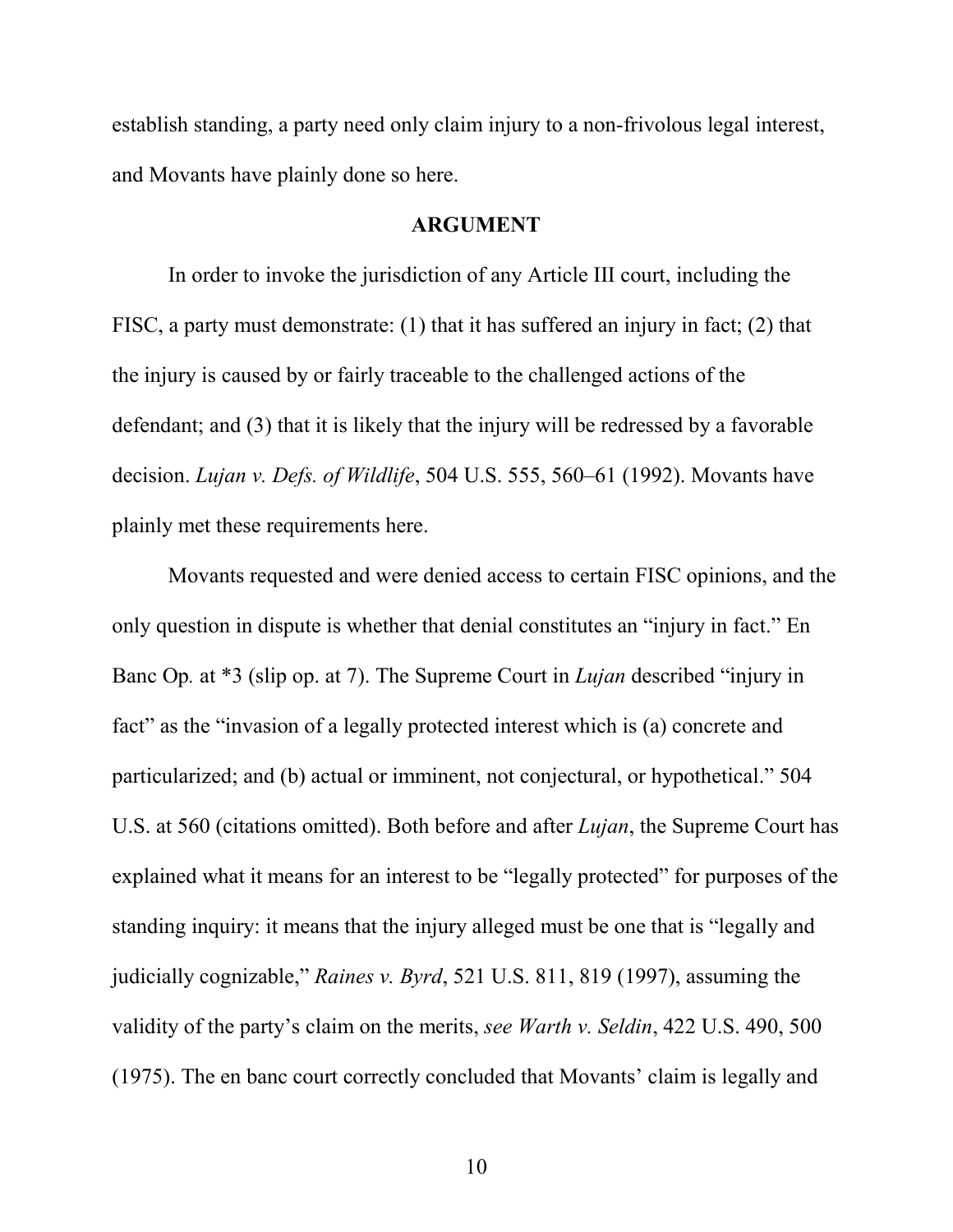establish standing, a party need only claim injury to a non-frivolous legal interest, and Movants have plainly done so here.

## ARGUMENT

In order to invoke the jurisdiction of any Article III court, including the FISC, a party must demonstrate: (1) that it has suffered an injury in fact; (2) that the injury is caused by or fairly traceable to the challenged actions of the defendant; and (3) that it is likely that the injury will be redressed by a favorable decision. *Lujan v. Defs. of Wildlife*, 504 U.S. 555, 560–61 (1992). Movants have plainly met these requirements here.

Movants requested and were denied access to certain FISC opinions, and the only question in dispute is whether that denial constitutes an "injury in fact." En Banc Op*.* at *3 (slip op. at 7). The Supreme Court in *Lujan* described "injury in fact" as the "invasion of a legally protected interest which is (a) concrete and particularized; and (b) actual or imminent, not conjectural, or hypothetical." 504 U.S. at 560 (citations omitted). Both before and after *Lujan*, the Supreme Court has explained what it means for an interest to be "legally protected" for purposes of the standing inquiry: it means that the injury alleged must be one that is "legally and judicially cognizable," *Raines v. Byrd*, 521 U.S. 811, 819 (1997), assuming the validity of the party's claim on the merits, *see Warth v. Seldin*, 422 U.S. 490, 500 (1975). The en banc court correctly concluded that Movants' claim is legally and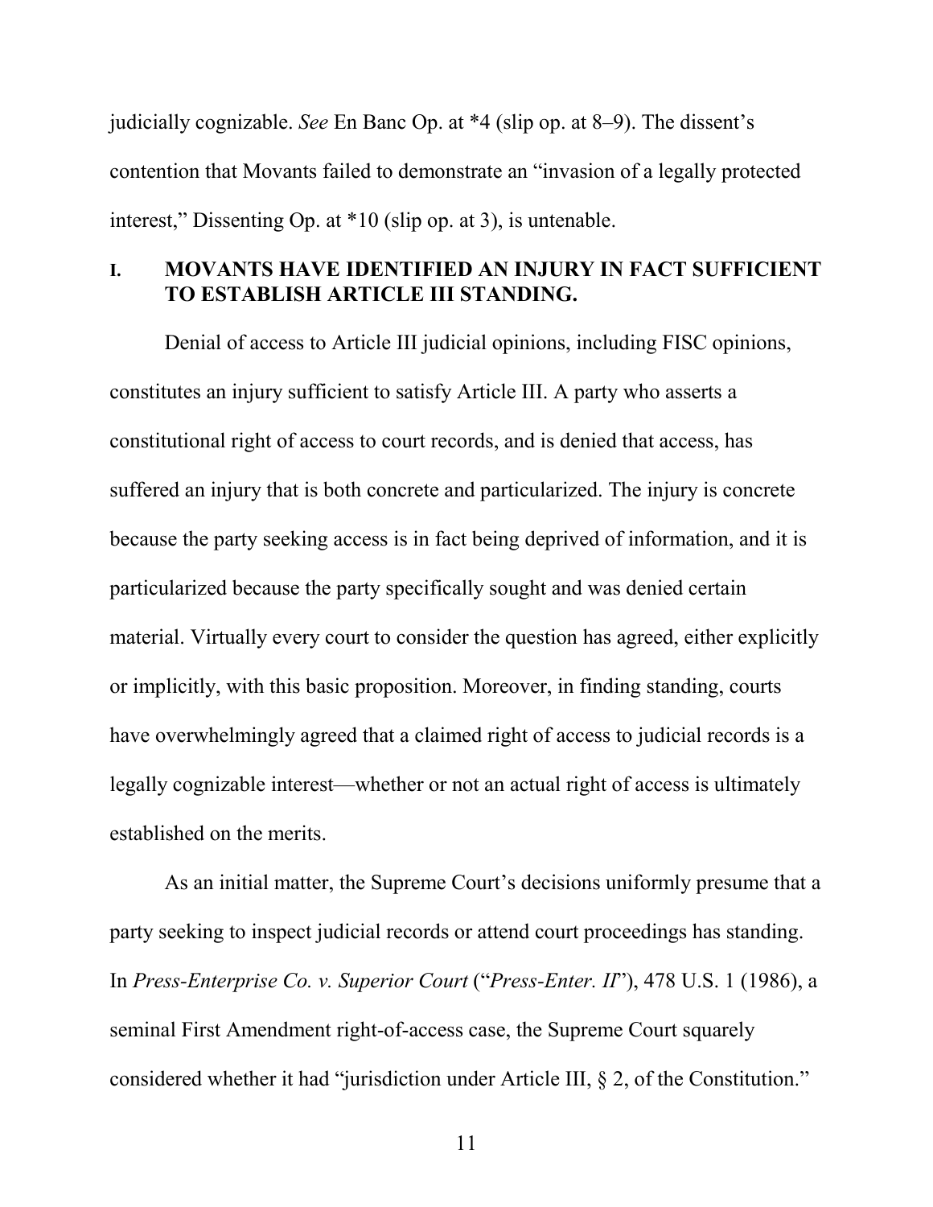judicially cognizable. *See* En Banc Op. at *4 (slip op. at 8–9). The dissent's contention that Movants failed to demonstrate an "invasion of a legally protected interest," Dissenting Op. at *10 (slip op. at 3), is untenable.

## I. MOVANTS HAVE IDENTIFIED AN INJURY IN FACT SUFFICIENT TO ESTABLISH ARTICLE III STANDING.

Denial of access to Article III judicial opinions, including FISC opinions, constitutes an injury sufficient to satisfy Article III. A party who asserts a constitutional right of access to court records, and is denied that access, has suffered an injury that is both concrete and particularized. The injury is concrete because the party seeking access is in fact being deprived of information, and it is particularized because the party specifically sought and was denied certain material. Virtually every court to consider the question has agreed, either explicitly or implicitly, with this basic proposition. Moreover, in finding standing, courts have overwhelmingly agreed that a claimed right of access to judicial records is a legally cognizable interest—whether or not an actual right of access is ultimately established on the merits.

As an initial matter, the Supreme Court's decisions uniformly presume that a party seeking to inspect judicial records or attend court proceedings has standing. In *Press-Enterprise Co. v. Superior Court* ("*Press-Enter. II*"), 478 U.S. 1 (1986), a seminal First Amendment right-of-access case, the Supreme Court squarely considered whether it had "jurisdiction under Article III, § 2, of the Constitution."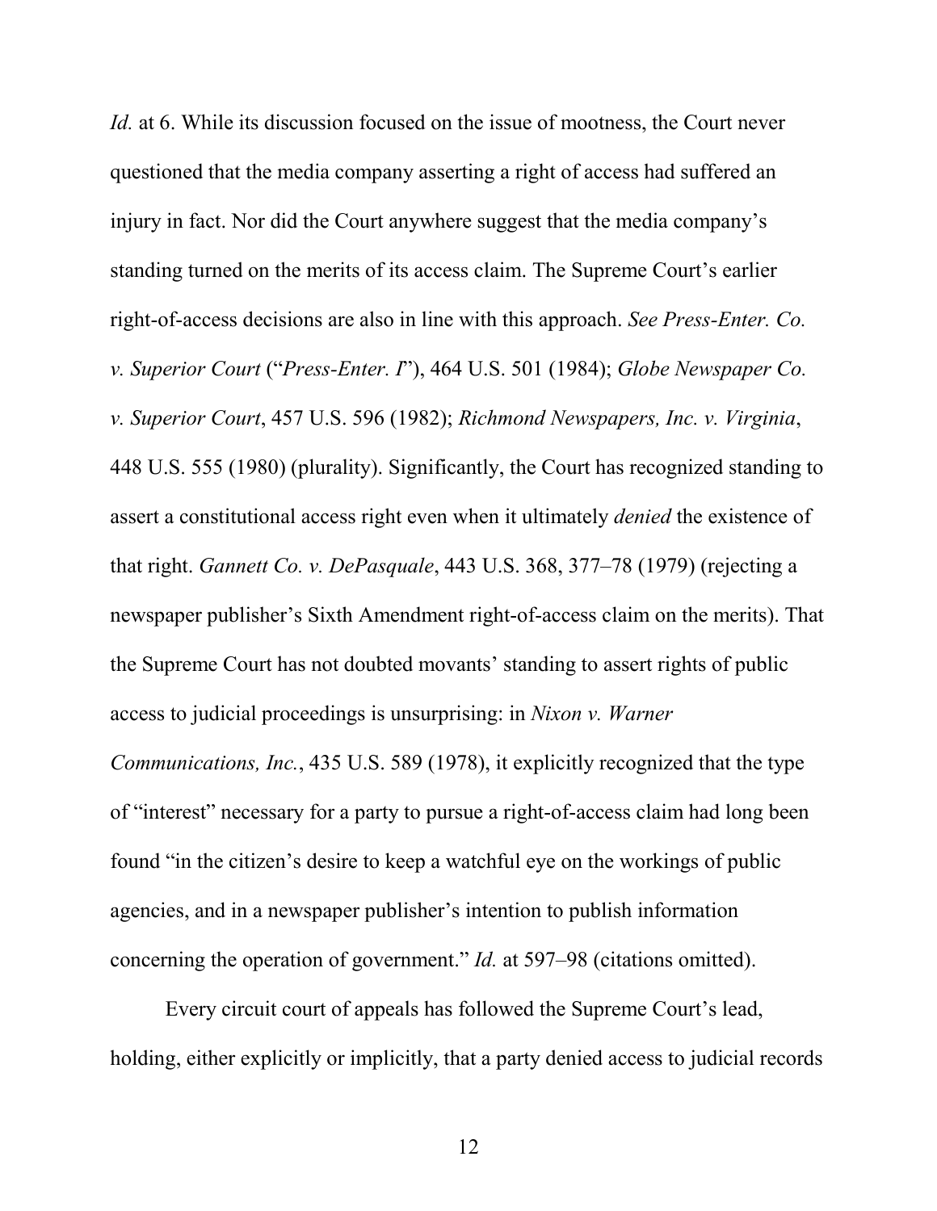*Id.* at 6. While its discussion focused on the issue of mootness, the Court never questioned that the media company asserting a right of access had suffered an injury in fact. Nor did the Court anywhere suggest that the media company's standing turned on the merits of its access claim. The Supreme Court's earlier right-of-access decisions are also in line with this approach. *See Press-Enter. Co. v. Superior Court* ("*Press-Enter. I*"), 464 U.S. 501 (1984); *Globe Newspaper Co. v. Superior Court*, 457 U.S. 596 (1982); *Richmond Newspapers, Inc. v. Virginia*, 448 U.S. 555 (1980) (plurality). Significantly, the Court has recognized standing to assert a constitutional access right even when it ultimately *denied* the existence of that right. *Gannett Co. v. DePasquale*, 443 U.S. 368, 377–78 (1979) (rejecting a newspaper publisher's Sixth Amendment right-of-access claim on the merits). That the Supreme Court has not doubted movants' standing to assert rights of public access to judicial proceedings is unsurprising: in *Nixon v. Warner Communications, Inc.*, 435 U.S. 589 (1978), it explicitly recognized that the type of "interest" necessary for a party to pursue a right-of-access claim had long been found "in the citizen's desire to keep a watchful eye on the workings of public agencies, and in a newspaper publisher's intention to publish information concerning the operation of government." *Id.* at 597–98 (citations omitted).

Every circuit court of appeals has followed the Supreme Court's lead, holding, either explicitly or implicitly, that a party denied access to judicial records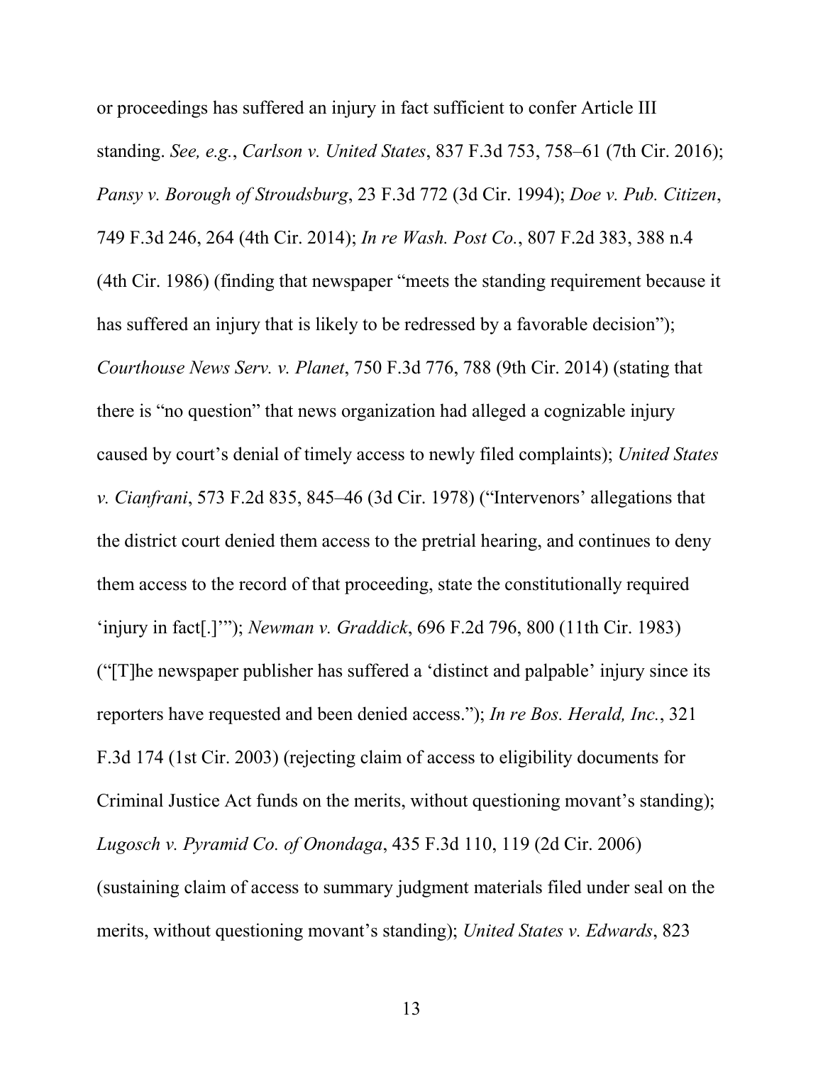or proceedings has suffered an injury in fact sufficient to confer Article III standing. *See, e.g.*, *Carlson v. United States*, 837 F.3d 753, 758–61 (7th Cir. 2016); *Pansy v. Borough of Stroudsburg*, 23 F.3d 772 (3d Cir. 1994); *Doe v. Pub. Citizen*, 749 F.3d 246, 264 (4th Cir. 2014); *In re Wash. Post Co.*, 807 F.2d 383, 388 n.4 (4th Cir. 1986) (finding that newspaper "meets the standing requirement because it has suffered an injury that is likely to be redressed by a favorable decision"); *Courthouse News Serv. v. Planet*, 750 F.3d 776, 788 (9th Cir. 2014) (stating that there is "no question" that news organization had alleged a cognizable injury caused by court's denial of timely access to newly filed complaints); *United States v. Cianfrani*, 573 F.2d 835, 845–46 (3d Cir. 1978) ("Intervenors' allegations that the district court denied them access to the pretrial hearing, and continues to deny them access to the record of that proceeding, state the constitutionally required 'injury in fact[.]'"); *Newman v. Graddick*, 696 F.2d 796, 800 (11th Cir. 1983) ("[T]he newspaper publisher has suffered a 'distinct and palpable' injury since its reporters have requested and been denied access."); *In re Bos. Herald, Inc.*, 321 F.3d 174 (1st Cir. 2003) (rejecting claim of access to eligibility documents for Criminal Justice Act funds on the merits, without questioning movant's standing); *Lugosch v. Pyramid Co. of Onondaga*, 435 F.3d 110, 119 (2d Cir. 2006) (sustaining claim of access to summary judgment materials filed under seal on the merits, without questioning movant's standing); *United States v. Edwards*, 823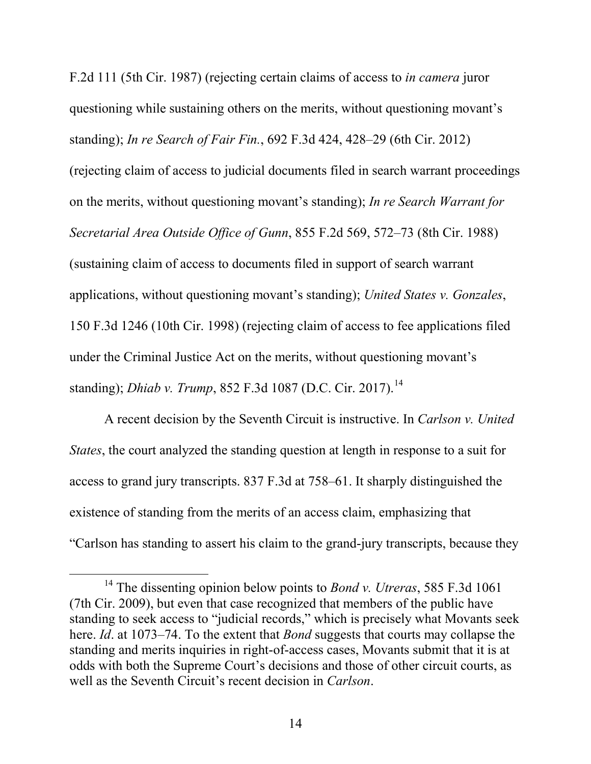F.2d 111 (5th Cir. 1987) (rejecting certain claims of access to *in camera* juror questioning while sustaining others on the merits, without questioning movant's standing); *In re Search of Fair Fin.*, 692 F.3d 424, 428–29 (6th Cir. 2012) (rejecting claim of access to judicial documents filed in search warrant proceedings on the merits, without questioning movant's standing); *In re Search Warrant for Secretarial Area Outside Office of Gunn*, 855 F.2d 569, 572–73 (8th Cir. 1988) (sustaining claim of access to documents filed in support of search warrant applications, without questioning movant's standing); *United States v. Gonzales*, 150 F.3d 1246 (10th Cir. 1998) (rejecting claim of access to fee applications filed under the Criminal Justice Act on the merits, without questioning movant's standing); *Dhiab v. Trump*, 852 F.3d 1087 (D.C. Cir. 2017).[14]

A recent decision by the Seventh Circuit is instructive. In *Carlson v. United States*, the court analyzed the standing question at length in response to a suit for access to grand jury transcripts. 837 F.3d at 758–61. It sharply distinguished the existence of standing from the merits of an access claim, emphasizing that "Carlson has standing to assert his claim to the grand-jury transcripts, because they

[14] The dissenting opinion below points to *Bond v. Utreras*, 585 F.3d 1061 (7th Cir. 2009), but even that case recognized that members of the public have standing to seek access to "judicial records," which is precisely what Movants seek here. *Id*. at 1073–74. To the extent that *Bond* suggests that courts may collapse the standing and merits inquiries in right-of-access cases, Movants submit that it is at odds with both the Supreme Court's decisions and those of other circuit courts, as well as the Seventh Circuit's recent decision in *Carlson*.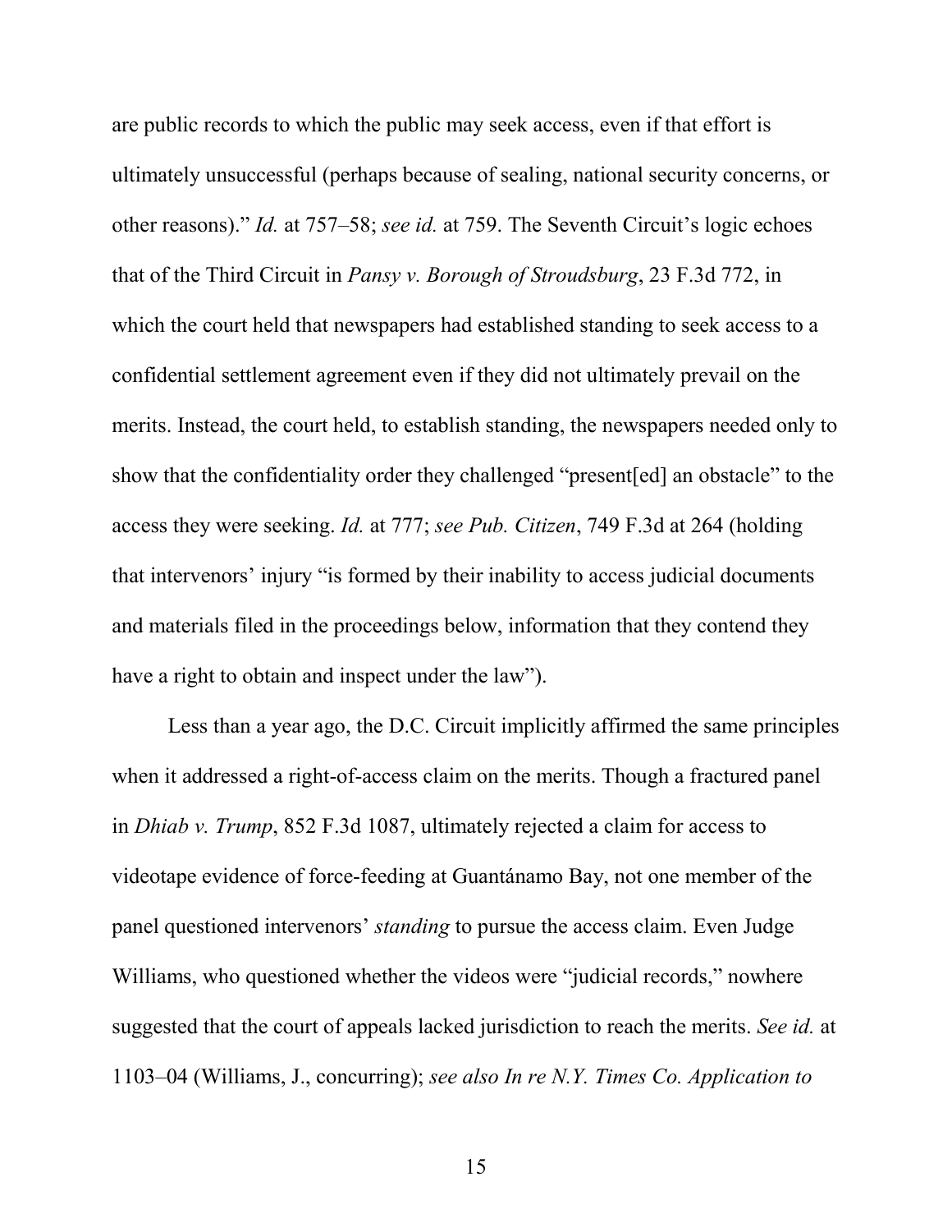are public records to which the public may seek access, even if that effort is ultimately unsuccessful (perhaps because of sealing, national security concerns, or other reasons)." *Id.* at 757–58; *see id.* at 759. The Seventh Circuit's logic echoes that of the Third Circuit in *Pansy v. Borough of Stroudsburg*, 23 F.3d 772, in which the court held that newspapers had established standing to seek access to a confidential settlement agreement even if they did not ultimately prevail on the merits. Instead, the court held, to establish standing, the newspapers needed only to show that the confidentiality order they challenged "present[ed] an obstacle" to the access they were seeking. *Id.* at 777; *see Pub. Citizen*, 749 F.3d at 264 (holding that intervenors' injury "is formed by their inability to access judicial documents and materials filed in the proceedings below, information that they contend they have a right to obtain and inspect under the law").

Less than a year ago, the D.C. Circuit implicitly affirmed the same principles when it addressed a right-of-access claim on the merits. Though a fractured panel in *Dhiab v. Trump*, 852 F.3d 1087, ultimately rejected a claim for access to videotape evidence of force-feeding at Guantánamo Bay, not one member of the panel questioned intervenors' *standing* to pursue the access claim. Even Judge Williams, who questioned whether the videos were "judicial records," nowhere suggested that the court of appeals lacked jurisdiction to reach the merits. *See id.* at 1103–04 (Williams, J., concurring); *see also In re N.Y. Times Co. Application to*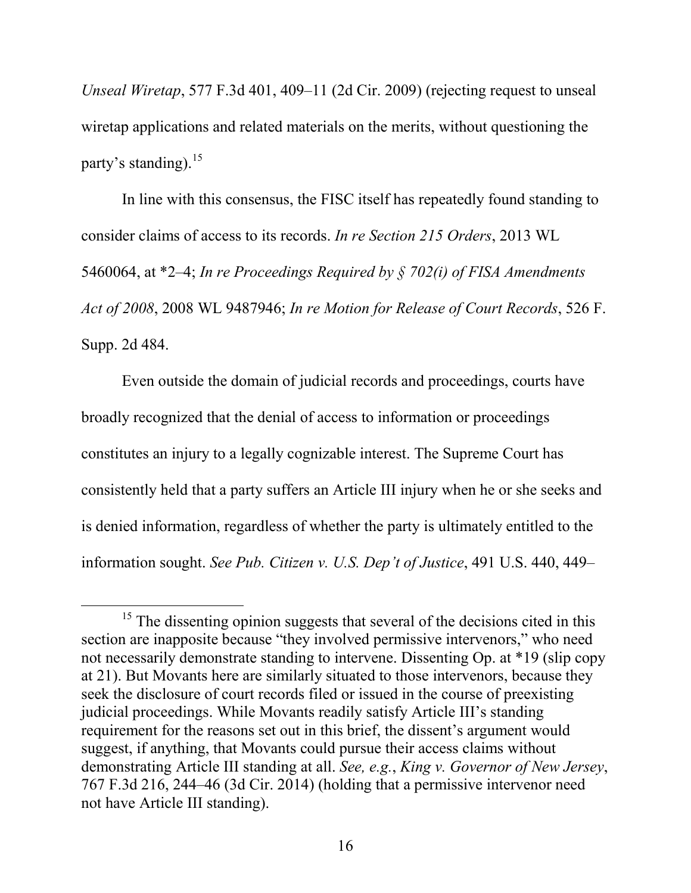*Unseal Wiretap*, 577 F.3d 401, 409–11 (2d Cir. 2009) (rejecting request to unseal wiretap applications and related materials on the merits, without questioning the party's standing).[15]

In line with this consensus, the FISC itself has repeatedly found standing to consider claims of access to its records. *In re Section 215 Orders*, 2013 WL 5460064, at *2–4; *In re Proceedings Required by § 702(i) of FISA Amendments Act of 2008*, 2008 WL 9487946; *In re Motion for Release of Court Records*, 526 F. Supp. 2d 484.

Even outside the domain of judicial records and proceedings, courts have broadly recognized that the denial of access to information or proceedings constitutes an injury to a legally cognizable interest. The Supreme Court has consistently held that a party suffers an Article III injury when he or she seeks and is denied information, regardless of whether the party is ultimately entitled to the information sought. *See Pub. Citizen v. U.S. Dep't of Justice*, 491 U.S. 440, 449–

---

[15] The dissenting opinion suggests that several of the decisions cited in this section are inapposite because "they involved permissive intervenors," who need not necessarily demonstrate standing to intervene. Dissenting Op. at *19 (slip copy at 21). But Movants here are similarly situated to those intervenors, because they seek the disclosure of court records filed or issued in the course of preexisting judicial proceedings. While Movants readily satisfy Article III's standing requirement for the reasons set out in this brief, the dissent's argument would suggest, if anything, that Movants could pursue their access claims without demonstrating Article III standing at all. *See, e.g.*, *King v. Governor of New Jersey*, 767 F.3d 216, 244–46 (3d Cir. 2014) (holding that a permissive intervenor need not have Article III standing).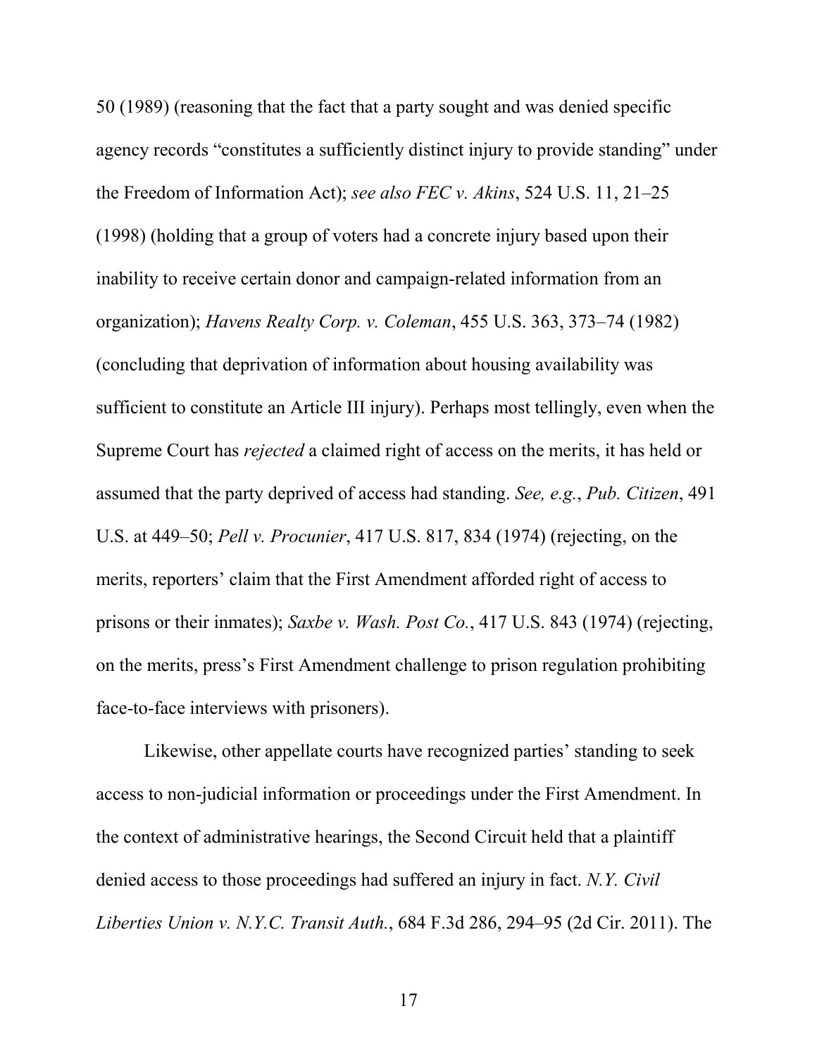50 (1989) (reasoning that the fact that a party sought and was denied specific agency records "constitutes a sufficiently distinct injury to provide standing" under the Freedom of Information Act); *see also FEC v. Akins*, 524 U.S. 11, 21–25 (1998) (holding that a group of voters had a concrete injury based upon their inability to receive certain donor and campaign-related information from an organization); *Havens Realty Corp. v. Coleman*, 455 U.S. 363, 373–74 (1982) (concluding that deprivation of information about housing availability was sufficient to constitute an Article III injury). Perhaps most tellingly, even when the Supreme Court has *rejected* a claimed right of access on the merits, it has held or assumed that the party deprived of access had standing. *See, e.g.*, *Pub. Citizen*, 491 U.S. at 449–50; *Pell v. Procunier*, 417 U.S. 817, 834 (1974) (rejecting, on the merits, reporters' claim that the First Amendment afforded right of access to prisons or their inmates); *Saxbe v. Wash. Post Co.*, 417 U.S. 843 (1974) (rejecting, on the merits, press's First Amendment challenge to prison regulation prohibiting face-to-face interviews with prisoners).

Likewise, other appellate courts have recognized parties' standing to seek access to non-judicial information or proceedings under the First Amendment. In the context of administrative hearings, the Second Circuit held that a plaintiff denied access to those proceedings had suffered an injury in fact. *N.Y. Civil Liberties Union v. N.Y.C. Transit Auth.*, 684 F.3d 286, 294–95 (2d Cir. 2011). The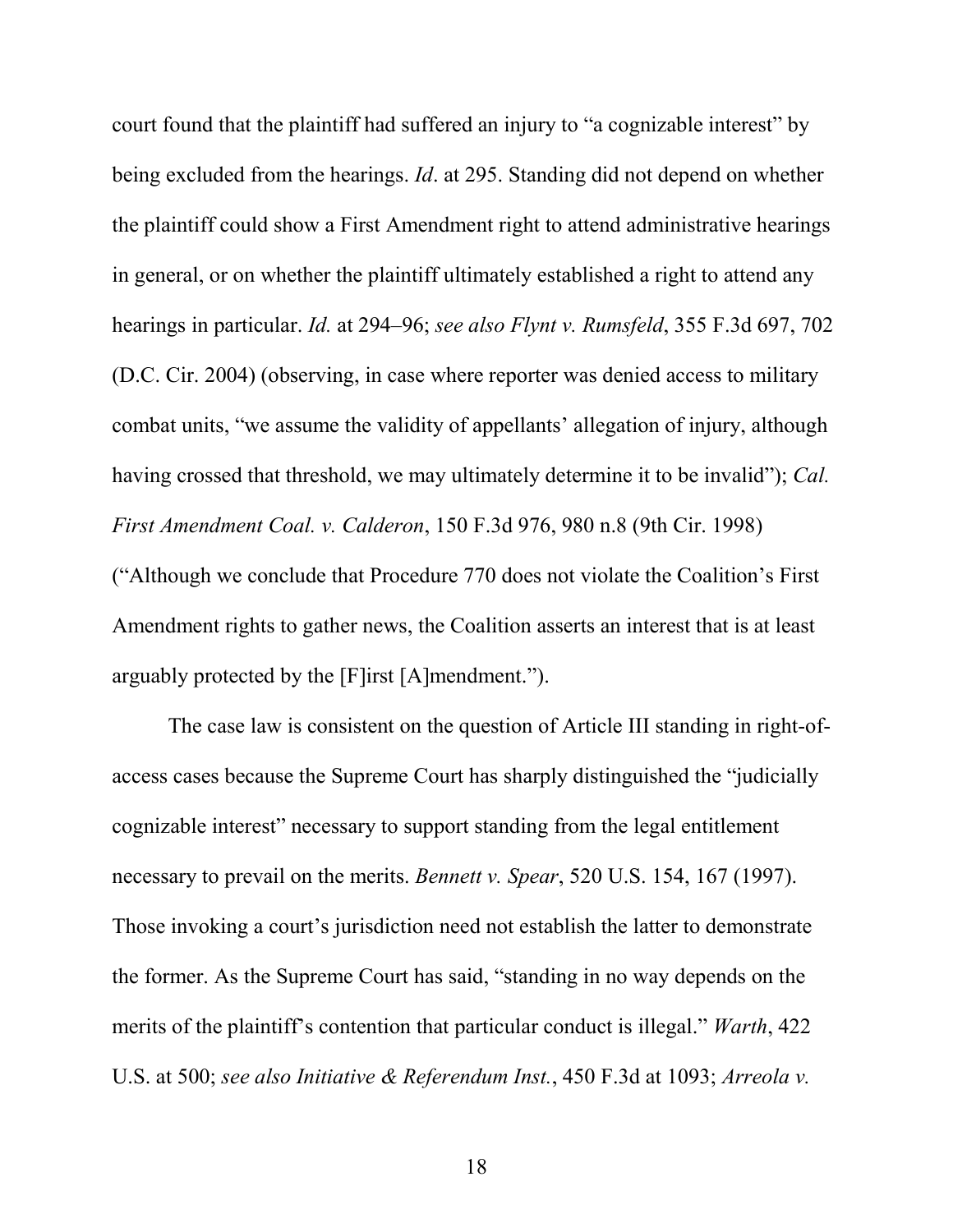court found that the plaintiff had suffered an injury to "a cognizable interest" by being excluded from the hearings. *Id*. at 295. Standing did not depend on whether the plaintiff could show a First Amendment right to attend administrative hearings in general, or on whether the plaintiff ultimately established a right to attend any hearings in particular. *Id.* at 294–96; *see also Flynt v. Rumsfeld*, 355 F.3d 697, 702 (D.C. Cir. 2004) (observing, in case where reporter was denied access to military combat units, "we assume the validity of appellants' allegation of injury, although having crossed that threshold, we may ultimately determine it to be invalid"); *Cal. First Amendment Coal. v. Calderon*, 150 F.3d 976, 980 n.8 (9th Cir. 1998) ("Although we conclude that Procedure 770 does not violate the Coalition's First Amendment rights to gather news, the Coalition asserts an interest that is at least arguably protected by the [F]irst [A]mendment.").

The case law is consistent on the question of Article III standing in right-of-access cases because the Supreme Court has sharply distinguished the "judicially cognizable interest" necessary to support standing from the legal entitlement necessary to prevail on the merits. *Bennett v. Spear*, 520 U.S. 154, 167 (1997). Those invoking a court's jurisdiction need not establish the latter to demonstrate the former. As the Supreme Court has said, "standing in no way depends on the merits of the plaintiff's contention that particular conduct is illegal." *Warth*, 422 U.S. at 500; *see also Initiative & Referendum Inst.*, 450 F.3d at 1093; *Arreola v.*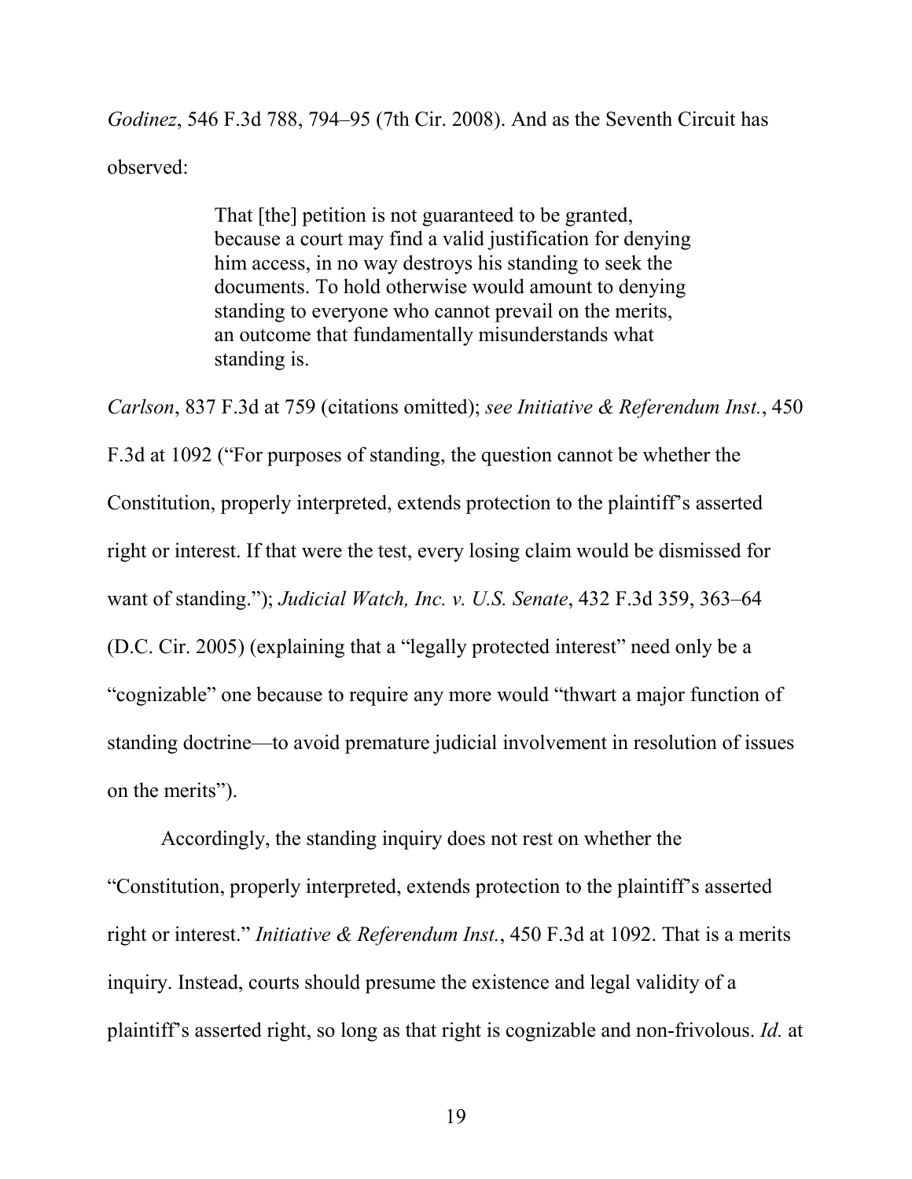*Godinez*, 546 F.3d 788, 794–95 (7th Cir. 2008). And as the Seventh Circuit has observed:

> That [the] petition is not guaranteed to be granted, because a court may find a valid justification for denying him access, in no way destroys his standing to seek the documents. To hold otherwise would amount to denying standing to everyone who cannot prevail on the merits, an outcome that fundamentally misunderstands what standing is.

*Carlson*, 837 F.3d at 759 (citations omitted); *see Initiative & Referendum Inst.*, 450 F.3d at 1092 ("For purposes of standing, the question cannot be whether the Constitution, properly interpreted, extends protection to the plaintiff's asserted right or interest. If that were the test, every losing claim would be dismissed for want of standing."); *Judicial Watch, Inc. v. U.S. Senate*, 432 F.3d 359, 363–64 (D.C. Cir. 2005) (explaining that a "legally protected interest" need only be a "cognizable" one because to require any more would "thwart a major function of standing doctrine—to avoid premature judicial involvement in resolution of issues on the merits").

Accordingly, the standing inquiry does not rest on whether the "Constitution, properly interpreted, extends protection to the plaintiff's asserted right or interest." *Initiative & Referendum Inst.*, 450 F.3d at 1092. That is a merits inquiry. Instead, courts should presume the existence and legal validity of a plaintiff's asserted right, so long as that right is cognizable and non-frivolous. *Id.* at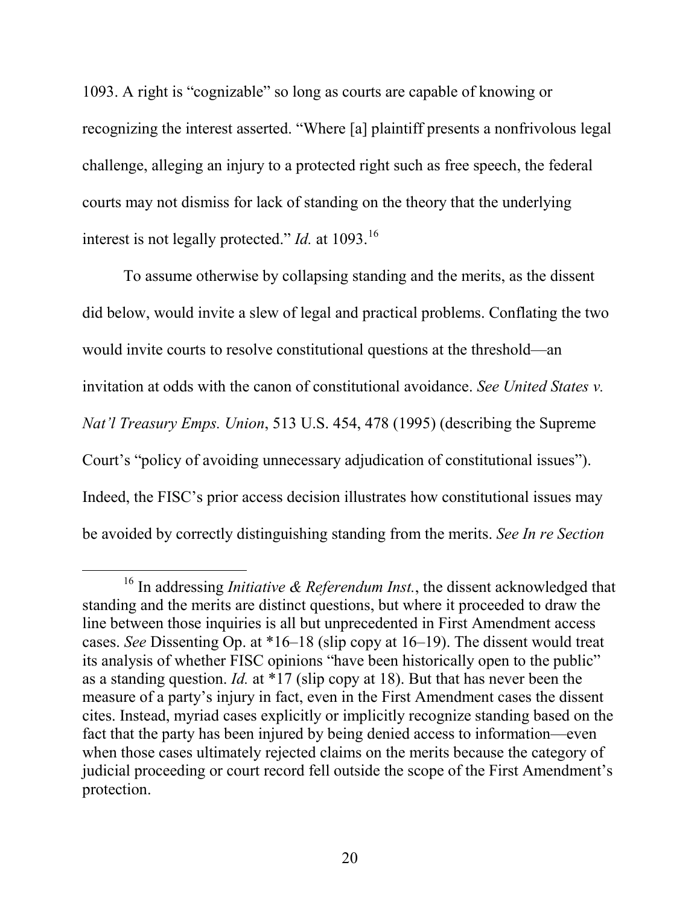1093. A right is "cognizable" so long as courts are capable of knowing or recognizing the interest asserted. "Where [a] plaintiff presents a nonfrivolous legal challenge, alleging an injury to a protected right such as free speech, the federal courts may not dismiss for lack of standing on the theory that the underlying interest is not legally protected." *Id.* at 1093.[16]

To assume otherwise by collapsing standing and the merits, as the dissent did below, would invite a slew of legal and practical problems. Conflating the two would invite courts to resolve constitutional questions at the threshold—an invitation at odds with the canon of constitutional avoidance. *See United States v. Nat'l Treasury Emps. Union*, 513 U.S. 454, 478 (1995) (describing the Supreme Court's "policy of avoiding unnecessary adjudication of constitutional issues"). Indeed, the FISC's prior access decision illustrates how constitutional issues may be avoided by correctly distinguishing standing from the merits. *See In re Section*

[16] In addressing *Initiative & Referendum Inst.*, the dissent acknowledged that standing and the merits are distinct questions, but where it proceeded to draw the line between those inquiries is all but unprecedented in First Amendment access cases. *See* Dissenting Op. at *16–18 (slip copy at 16–19). The dissent would treat its analysis of whether FISC opinions "have been historically open to the public" as a standing question. *Id.* at *17 (slip copy at 18). But that has never been the measure of a party's injury in fact, even in the First Amendment cases the dissent cites. Instead, myriad cases explicitly or implicitly recognize standing based on the fact that the party has been injured by being denied access to information—even when those cases ultimately rejected claims on the merits because the category of judicial proceeding or court record fell outside the scope of the First Amendment's protection.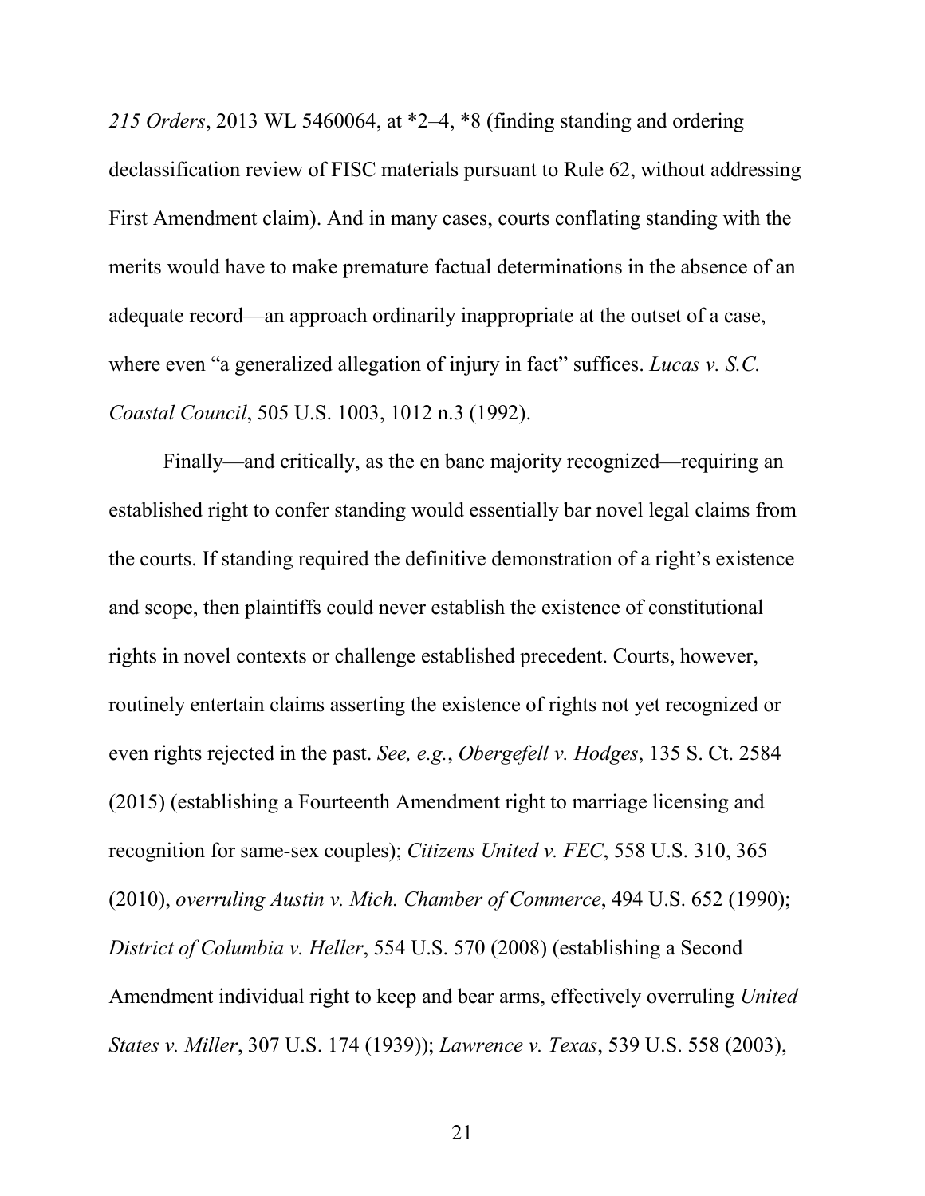*215 Orders*, 2013 WL 5460064, at *2–4, *8 (finding standing and ordering declassification review of FISC materials pursuant to Rule 62, without addressing First Amendment claim). And in many cases, courts conflating standing with the merits would have to make premature factual determinations in the absence of an adequate record—an approach ordinarily inappropriate at the outset of a case, where even "a generalized allegation of injury in fact" suffices. *Lucas v. S.C. Coastal Council*, 505 U.S. 1003, 1012 n.3 (1992).

Finally—and critically, as the en banc majority recognized—requiring an established right to confer standing would essentially bar novel legal claims from the courts. If standing required the definitive demonstration of a right's existence and scope, then plaintiffs could never establish the existence of constitutional rights in novel contexts or challenge established precedent. Courts, however, routinely entertain claims asserting the existence of rights not yet recognized or even rights rejected in the past. *See, e.g.*, *Obergefell v. Hodges*, 135 S. Ct. 2584 (2015) (establishing a Fourteenth Amendment right to marriage licensing and recognition for same-sex couples); *Citizens United v. FEC*, 558 U.S. 310, 365 (2010), *overruling Austin v. Mich. Chamber of Commerce*, 494 U.S. 652 (1990); *District of Columbia v. Heller*, 554 U.S. 570 (2008) (establishing a Second Amendment individual right to keep and bear arms, effectively overruling *United States v. Miller*, 307 U.S. 174 (1939)); *Lawrence v. Texas*, 539 U.S. 558 (2003),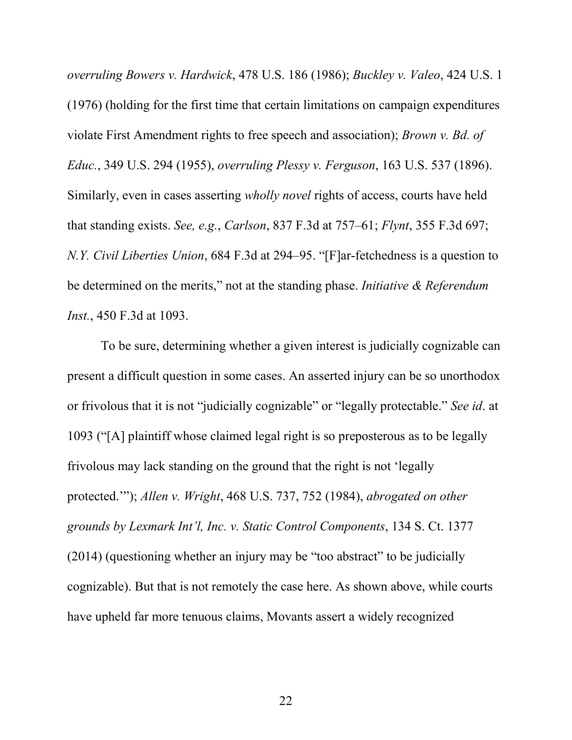*overruling Bowers v. Hardwick*, 478 U.S. 186 (1986); *Buckley v. Valeo*, 424 U.S. 1 (1976) (holding for the first time that certain limitations on campaign expenditures violate First Amendment rights to free speech and association); *Brown v. Bd. of Educ.*, 349 U.S. 294 (1955), *overruling Plessy v. Ferguson*, 163 U.S. 537 (1896). Similarly, even in cases asserting *wholly novel* rights of access, courts have held that standing exists. *See, e.g.*, *Carlson*, 837 F.3d at 757–61; *Flynt*, 355 F.3d 697; *N.Y. Civil Liberties Union*, 684 F.3d at 294–95. "[F]ar-fetchedness is a question to be determined on the merits," not at the standing phase. *Initiative & Referendum Inst.*, 450 F.3d at 1093.

To be sure, determining whether a given interest is judicially cognizable can present a difficult question in some cases. An asserted injury can be so unorthodox or frivolous that it is not "judicially cognizable" or "legally protectable." *See id*. at 1093 ("[A] plaintiff whose claimed legal right is so preposterous as to be legally frivolous may lack standing on the ground that the right is not 'legally protected.'"); *Allen v. Wright*, 468 U.S. 737, 752 (1984), *abrogated on other grounds by Lexmark Int'l, Inc. v. Static Control Components*, 134 S. Ct. 1377 (2014) (questioning whether an injury may be "too abstract" to be judicially cognizable). But that is not remotely the case here. As shown above, while courts have upheld far more tenuous claims, Movants assert a widely recognized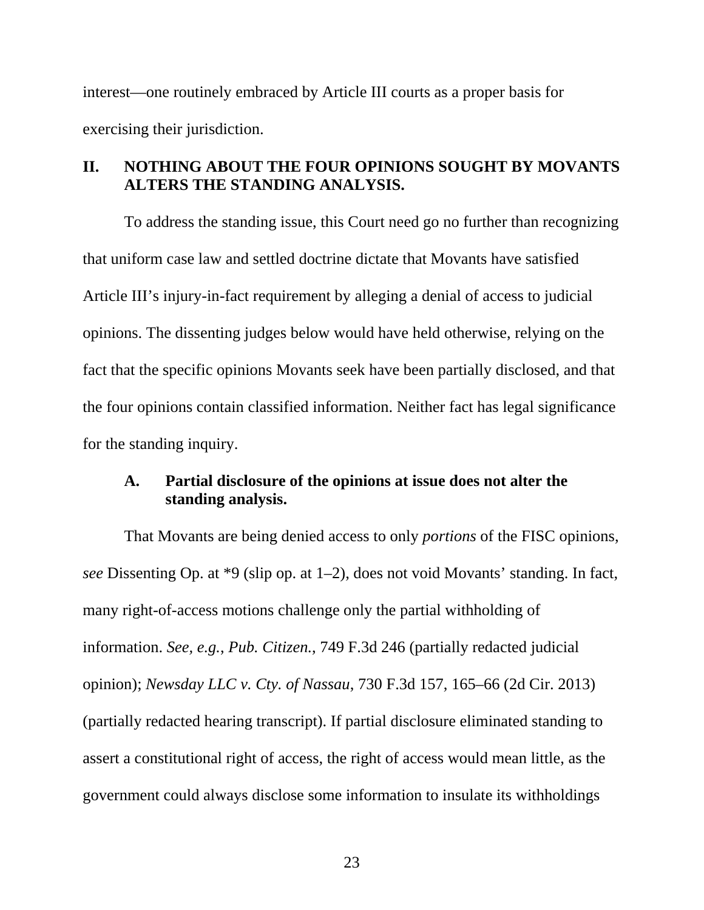interest—one routinely embraced by Article III courts as a proper basis for exercising their jurisdiction.

## II. NOTHING ABOUT THE FOUR OPINIONS SOUGHT BY MOVANTS ALTERS THE STANDING ANALYSIS.

To address the standing issue, this Court need go no further than recognizing that uniform case law and settled doctrine dictate that Movants have satisfied Article III's injury-in-fact requirement by alleging a denial of access to judicial opinions. The dissenting judges below would have held otherwise, relying on the fact that the specific opinions Movants seek have been partially disclosed, and that the four opinions contain classified information. Neither fact has legal significance for the standing inquiry.

### A. Partial disclosure of the opinions at issue does not alter the standing analysis.

That Movants are being denied access to only *portions* of the FISC opinions, *see* Dissenting Op. at *9 (slip op. at 1–2), does not void Movants' standing. In fact, many right-of-access motions challenge only the partial withholding of information. *See, e.g.*, *Pub. Citizen.*, 749 F.3d 246 (partially redacted judicial opinion); *Newsday LLC v. Cty. of Nassau*, 730 F.3d 157, 165–66 (2d Cir. 2013) (partially redacted hearing transcript). If partial disclosure eliminated standing to assert a constitutional right of access, the right of access would mean little, as the government could always disclose some information to insulate its withholdings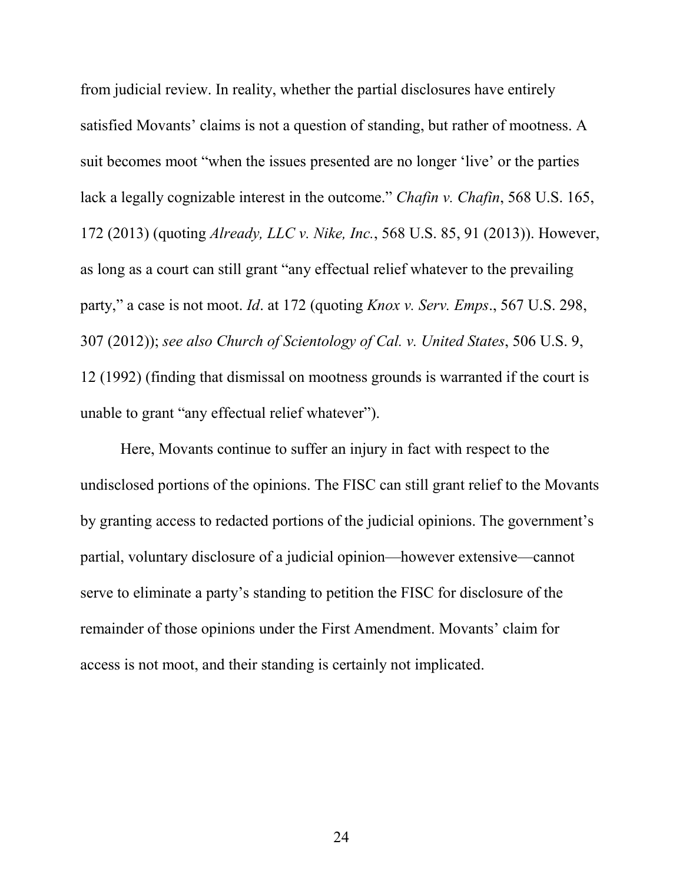from judicial review. In reality, whether the partial disclosures have entirely satisfied Movants' claims is not a question of standing, but rather of mootness. A suit becomes moot "when the issues presented are no longer 'live' or the parties lack a legally cognizable interest in the outcome." *Chafin v. Chafin*, 568 U.S. 165, 172 (2013) (quoting *Already, LLC v. Nike, Inc.*, 568 U.S. 85, 91 (2013)). However, as long as a court can still grant "any effectual relief whatever to the prevailing party," a case is not moot. *Id*. at 172 (quoting *Knox v. Serv. Emps*., 567 U.S. 298, 307 (2012)); *see also Church of Scientology of Cal. v. United States*, 506 U.S. 9, 12 (1992) (finding that dismissal on mootness grounds is warranted if the court is unable to grant "any effectual relief whatever").

Here, Movants continue to suffer an injury in fact with respect to the undisclosed portions of the opinions. The FISC can still grant relief to the Movants by granting access to redacted portions of the judicial opinions. The government's partial, voluntary disclosure of a judicial opinion—however extensive—cannot serve to eliminate a party's standing to petition the FISC for disclosure of the remainder of those opinions under the First Amendment. Movants' claim for access is not moot, and their standing is certainly not implicated.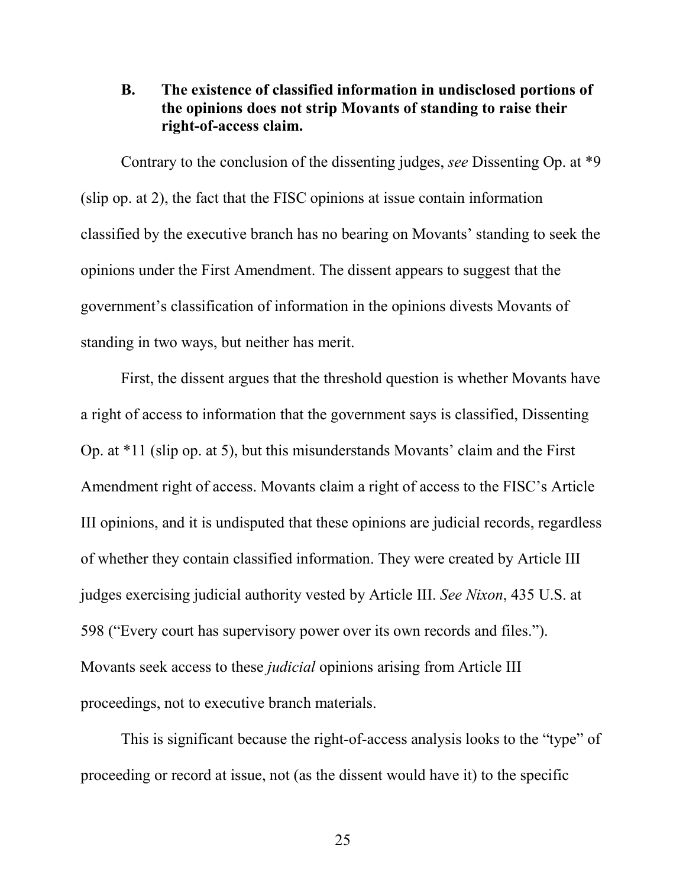### B. The existence of classified information in undisclosed portions of the opinions does not strip Movants of standing to raise their right-of-access claim.

Contrary to the conclusion of the dissenting judges, *see* Dissenting Op. at *9 (slip op. at 2), the fact that the FISC opinions at issue contain information classified by the executive branch has no bearing on Movants' standing to seek the opinions under the First Amendment. The dissent appears to suggest that the government's classification of information in the opinions divests Movants of standing in two ways, but neither has merit.

First, the dissent argues that the threshold question is whether Movants have a right of access to information that the government says is classified, Dissenting Op. at *11 (slip op. at 5), but this misunderstands Movants' claim and the First Amendment right of access. Movants claim a right of access to the FISC's Article III opinions, and it is undisputed that these opinions are judicial records, regardless of whether they contain classified information. They were created by Article III judges exercising judicial authority vested by Article III. *See Nixon*, 435 U.S. at 598 ("Every court has supervisory power over its own records and files."). Movants seek access to these *judicial* opinions arising from Article III proceedings, not to executive branch materials.

This is significant because the right-of-access analysis looks to the "type" of proceeding or record at issue, not (as the dissent would have it) to the specific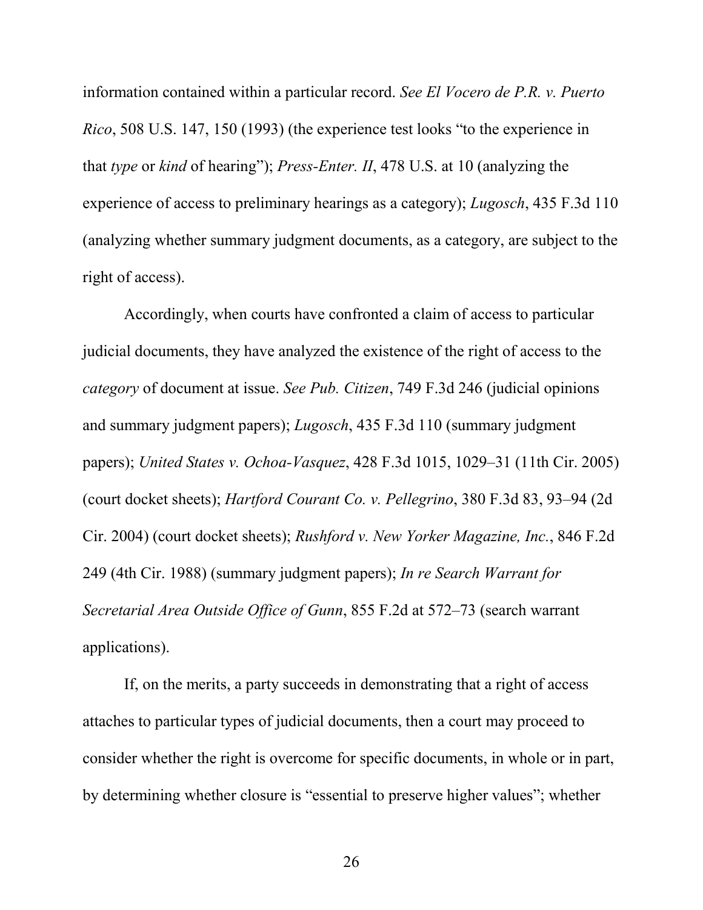information contained within a particular record. *See El Vocero de P.R. v. Puerto Rico*, 508 U.S. 147, 150 (1993) (the experience test looks "to the experience in that *type* or *kind* of hearing"); *Press-Enter. II*, 478 U.S. at 10 (analyzing the experience of access to preliminary hearings as a category); *Lugosch*, 435 F.3d 110 (analyzing whether summary judgment documents, as a category, are subject to the right of access).

Accordingly, when courts have confronted a claim of access to particular judicial documents, they have analyzed the existence of the right of access to the *category* of document at issue. *See Pub. Citizen*, 749 F.3d 246 (judicial opinions and summary judgment papers); *Lugosch*, 435 F.3d 110 (summary judgment papers); *United States v. Ochoa-Vasquez*, 428 F.3d 1015, 1029–31 (11th Cir. 2005) (court docket sheets); *Hartford Courant Co. v. Pellegrino*, 380 F.3d 83, 93–94 (2d Cir. 2004) (court docket sheets); *Rushford v. New Yorker Magazine, Inc.*, 846 F.2d 249 (4th Cir. 1988) (summary judgment papers); *In re Search Warrant for Secretarial Area Outside Office of Gunn*, 855 F.2d at 572–73 (search warrant applications).

If, on the merits, a party succeeds in demonstrating that a right of access attaches to particular types of judicial documents, then a court may proceed to consider whether the right is overcome for specific documents, in whole or in part, by determining whether closure is "essential to preserve higher values"; whether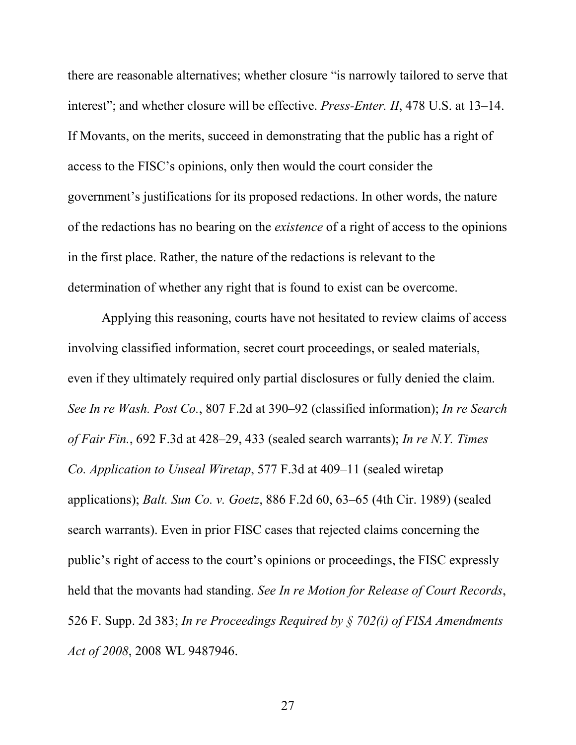there are reasonable alternatives; whether closure "is narrowly tailored to serve that interest"; and whether closure will be effective. *Press-Enter. II*, 478 U.S. at 13–14. If Movants, on the merits, succeed in demonstrating that the public has a right of access to the FISC's opinions, only then would the court consider the government's justifications for its proposed redactions. In other words, the nature of the redactions has no bearing on the *existence* of a right of access to the opinions in the first place. Rather, the nature of the redactions is relevant to the determination of whether any right that is found to exist can be overcome.

Applying this reasoning, courts have not hesitated to review claims of access involving classified information, secret court proceedings, or sealed materials, even if they ultimately required only partial disclosures or fully denied the claim. *See In re Wash. Post Co.*, 807 F.2d at 390–92 (classified information); *In re Search of Fair Fin.*, 692 F.3d at 428–29, 433 (sealed search warrants); *In re N.Y. Times Co. Application to Unseal Wiretap*, 577 F.3d at 409–11 (sealed wiretap applications); *Balt. Sun Co. v. Goetz*, 886 F.2d 60, 63–65 (4th Cir. 1989) (sealed search warrants). Even in prior FISC cases that rejected claims concerning the public's right of access to the court's opinions or proceedings, the FISC expressly held that the movants had standing. *See In re Motion for Release of Court Records*, 526 F. Supp. 2d 383; *In re Proceedings Required by § 702(i) of FISA Amendments Act of 2008*, 2008 WL 9487946.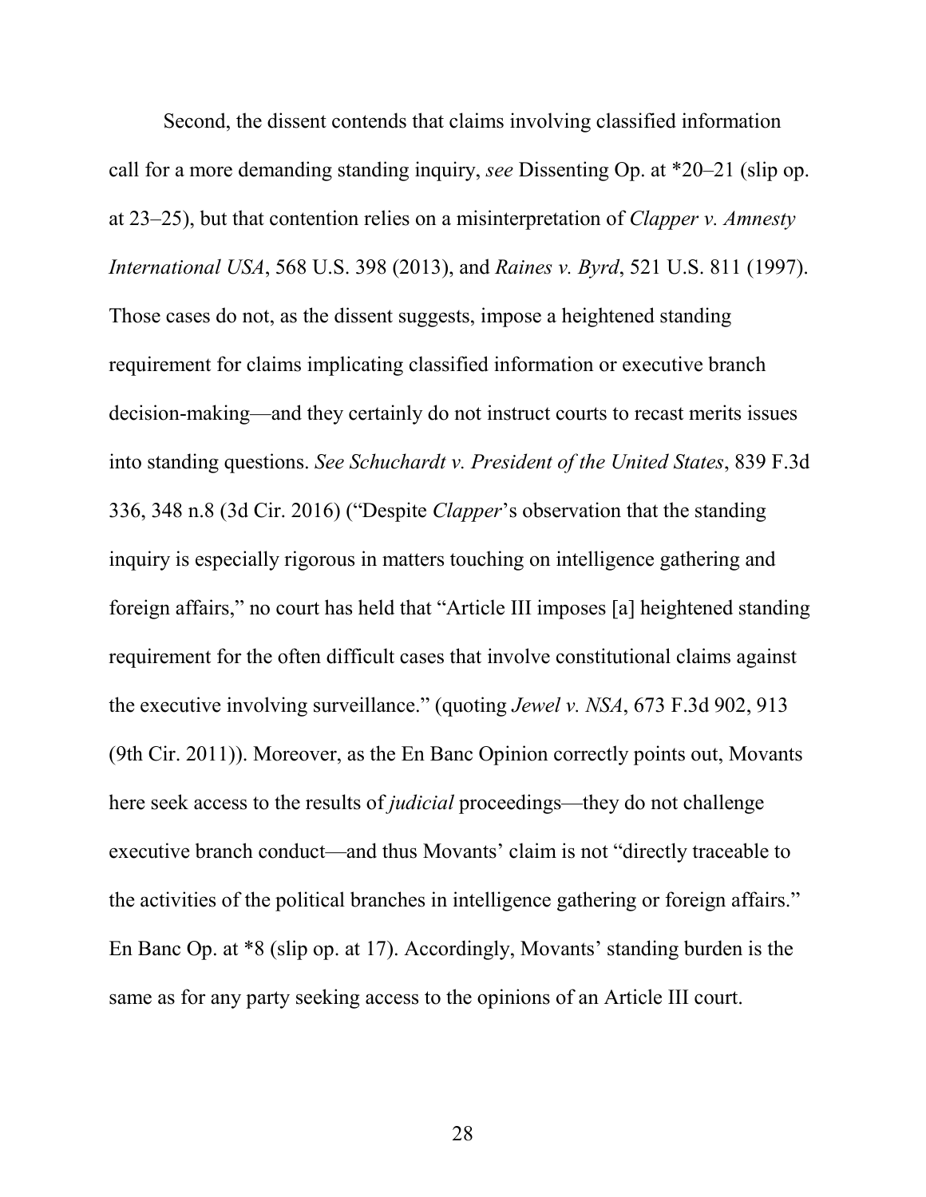Second, the dissent contends that claims involving classified information call for a more demanding standing inquiry, *see* Dissenting Op. at *20–21 (slip op. at 23–25), but that contention relies on a misinterpretation of *Clapper v. Amnesty International USA*, 568 U.S. 398 (2013), and *Raines v. Byrd*, 521 U.S. 811 (1997). Those cases do not, as the dissent suggests, impose a heightened standing requirement for claims implicating classified information or executive branch decision-making—and they certainly do not instruct courts to recast merits issues into standing questions. *See Schuchardt v. President of the United States*, 839 F.3d 336, 348 n.8 (3d Cir. 2016) ("Despite *Clapper*'s observation that the standing inquiry is especially rigorous in matters touching on intelligence gathering and foreign affairs," no court has held that "Article III imposes [a] heightened standing requirement for the often difficult cases that involve constitutional claims against the executive involving surveillance." (quoting *Jewel v. NSA*, 673 F.3d 902, 913 (9th Cir. 2011)). Moreover, as the En Banc Opinion correctly points out, Movants here seek access to the results of *judicial* proceedings—they do not challenge executive branch conduct—and thus Movants' claim is not "directly traceable to the activities of the political branches in intelligence gathering or foreign affairs." En Banc Op. at *8 (slip op. at 17). Accordingly, Movants' standing burden is the same as for any party seeking access to the opinions of an Article III court.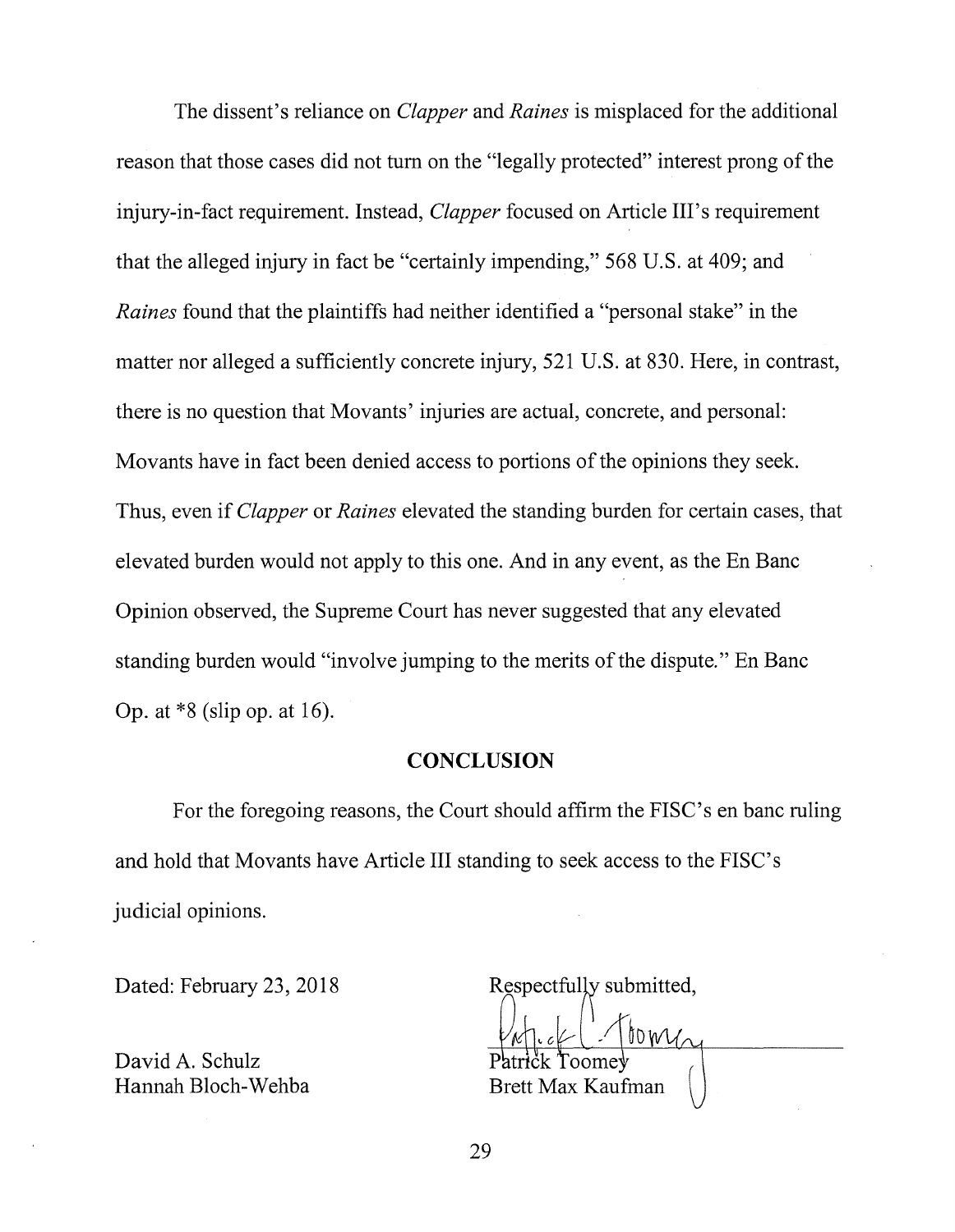The dissent's reliance on *Clapper* and *Raines* is misplaced for the additional reason that those cases did not turn on the "legally protected" interest prong of the injury-in-fact requirement. Instead, *Clapper* focused on Article III's requirement that the alleged injury in fact be "certainly impending," 568 U.S. at 409; and *Raines* found that the plaintiffs had neither identified a "personal stake" in the matter nor alleged a sufficiently concrete injury, 521 U.S. at 830. Here, in contrast, there is no question that Movants' injuries are actual, concrete, and personal: Movants have in fact been denied access to portions of the opinions they seek. Thus, even if *Clapper* or *Raines* elevated the standing burden for certain cases, that elevated burden would not apply to this one. And in any event, as the En Banc Opinion observed, the Supreme Court has never suggested that any elevated standing burden would "involve jumping to the merits of the dispute." En Banc Op. at *8 (slip op. at 16).

## CONCLUSION

For the foregoing reasons, the Court should affirm the FISC's en banc ruling and hold that Movants have Article III standing to seek access to the FISC's judicial opinions.

Dated: February 23, 2018

Respectfully submitted,

Patrick Toomey
Brett Max Kaufman

David A. Schulz
Hannah Bloch-Wehba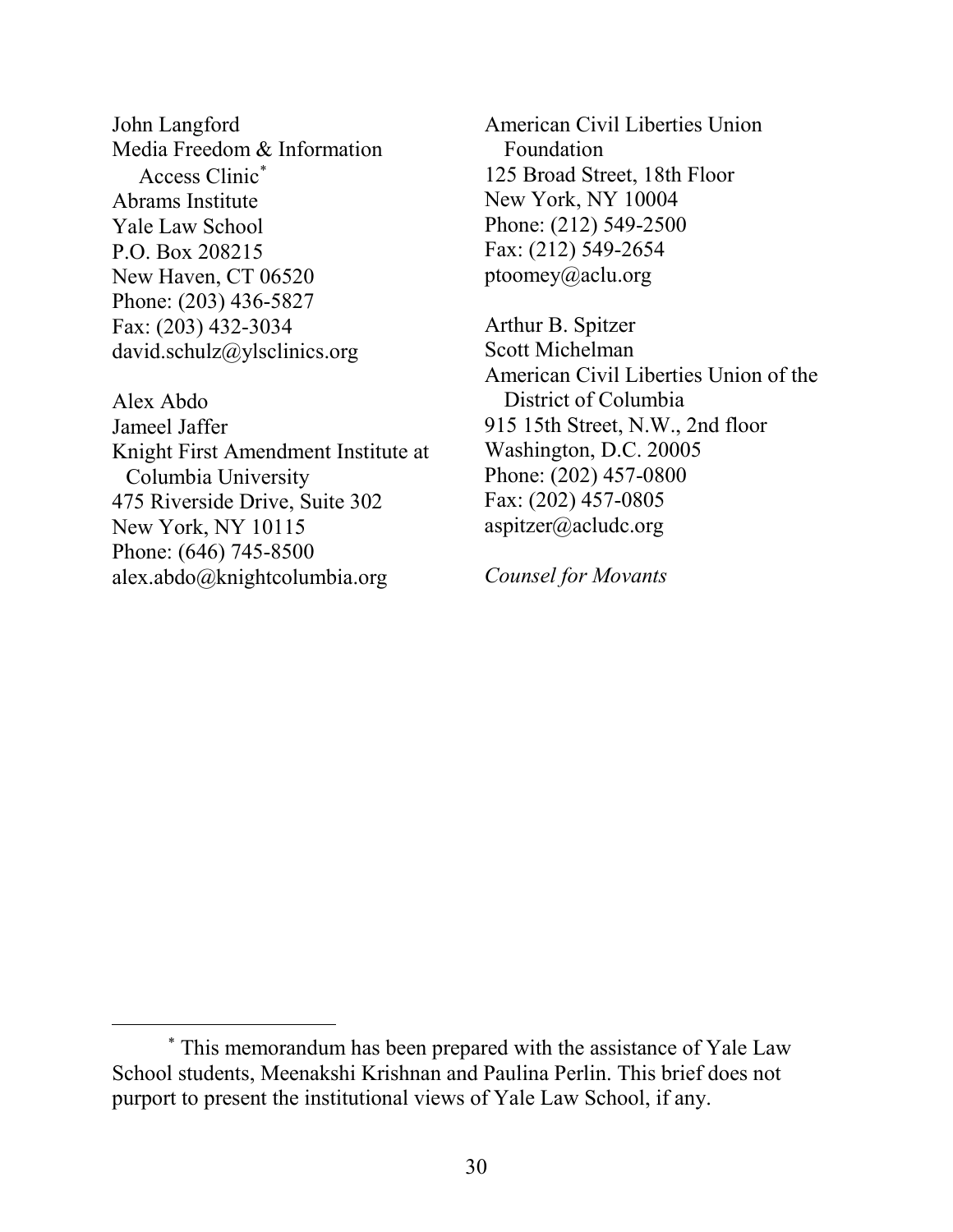John Langford
Media Freedom & Information Access Clinic*
Abrams Institute
Yale Law School
P.O. Box 208215
New Haven, CT 06520
Phone: (203) 436-5827
Fax: (203) 432-3034
david.schulz@ylsclinics.org

Alex Abdo
Jameel Jaffer
Knight First Amendment Institute at Columbia University
475 Riverside Drive, Suite 302
New York, NY 10115
Phone: (646) 745-8500
alex.abdo@knightcolumbia.org

American Civil Liberties Union Foundation
125 Broad Street, 18th Floor
New York, NY 10004
Phone: (212) 549-2500
Fax: (212) 549-2654
ptoomey@aclu.org

Arthur B. Spitzer
Scott Michelman
American Civil Liberties Union of the District of Columbia
915 15th Street, N.W., 2nd floor
Washington, D.C. 20005
Phone: (202) 457-0800
Fax: (202) 457-0805
aspitzer@acludc.org

*Counsel for Movants*

* This memorandum has been prepared with the assistance of Yale Law School students, Meenakshi Krishnan and Paulina Perlin. This brief does not purport to present the institutional views of Yale Law School, if any.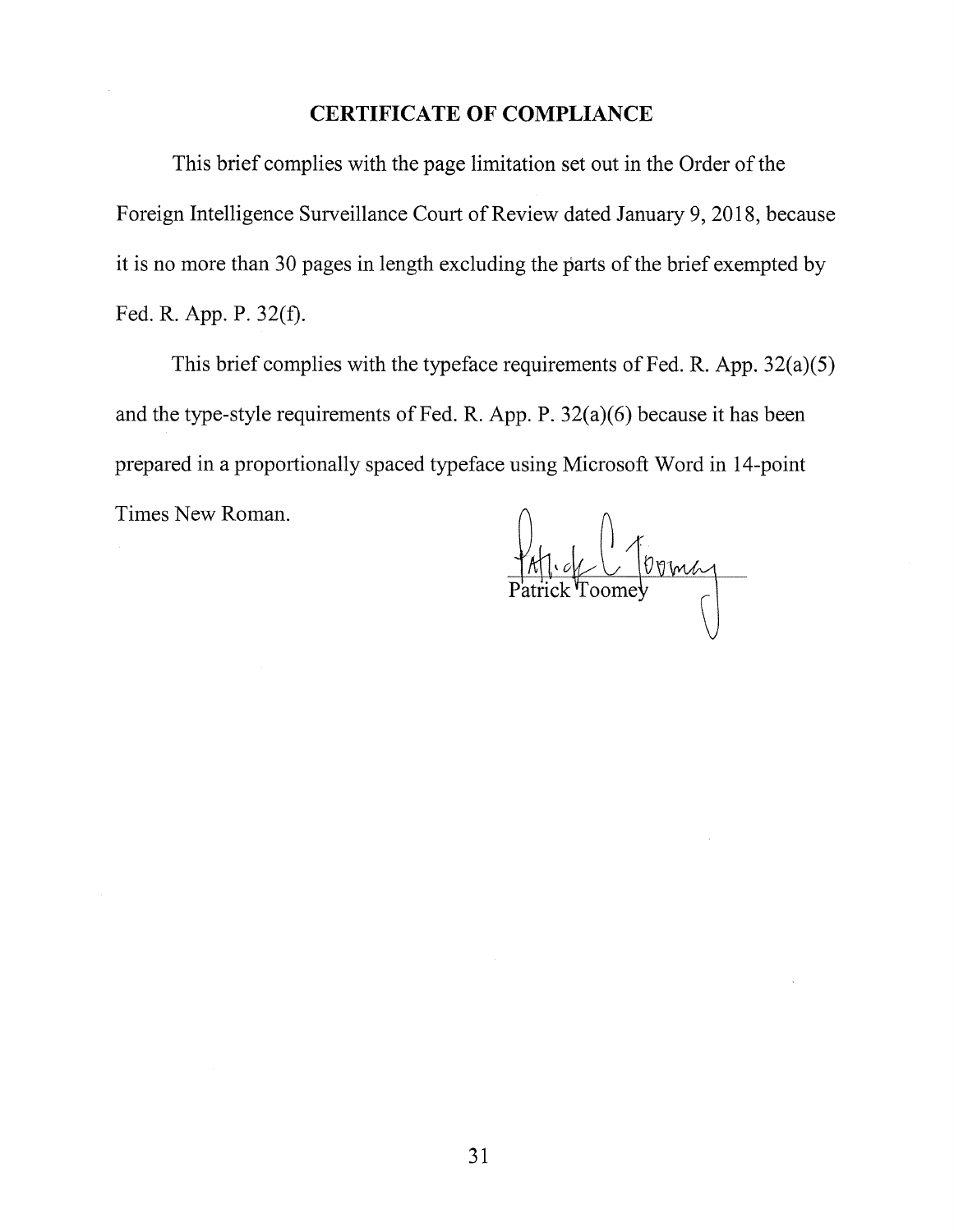## CERTIFICATE OF COMPLIANCE

This brief complies with the page limitation set out in the Order of the Foreign Intelligence Surveillance Court of Review dated January 9, 2018, because it is no more than 30 pages in length excluding the parts of the brief exempted by Fed. R. App. P. 32(f).

This brief complies with the typeface requirements of Fed. R. App. 32(a)(5) and the type-style requirements of Fed. R. App. P. 32(a)(6) because it has been prepared in a proportionally spaced typeface using Microsoft Word in 14-point Times New Roman.

Patrick Toomey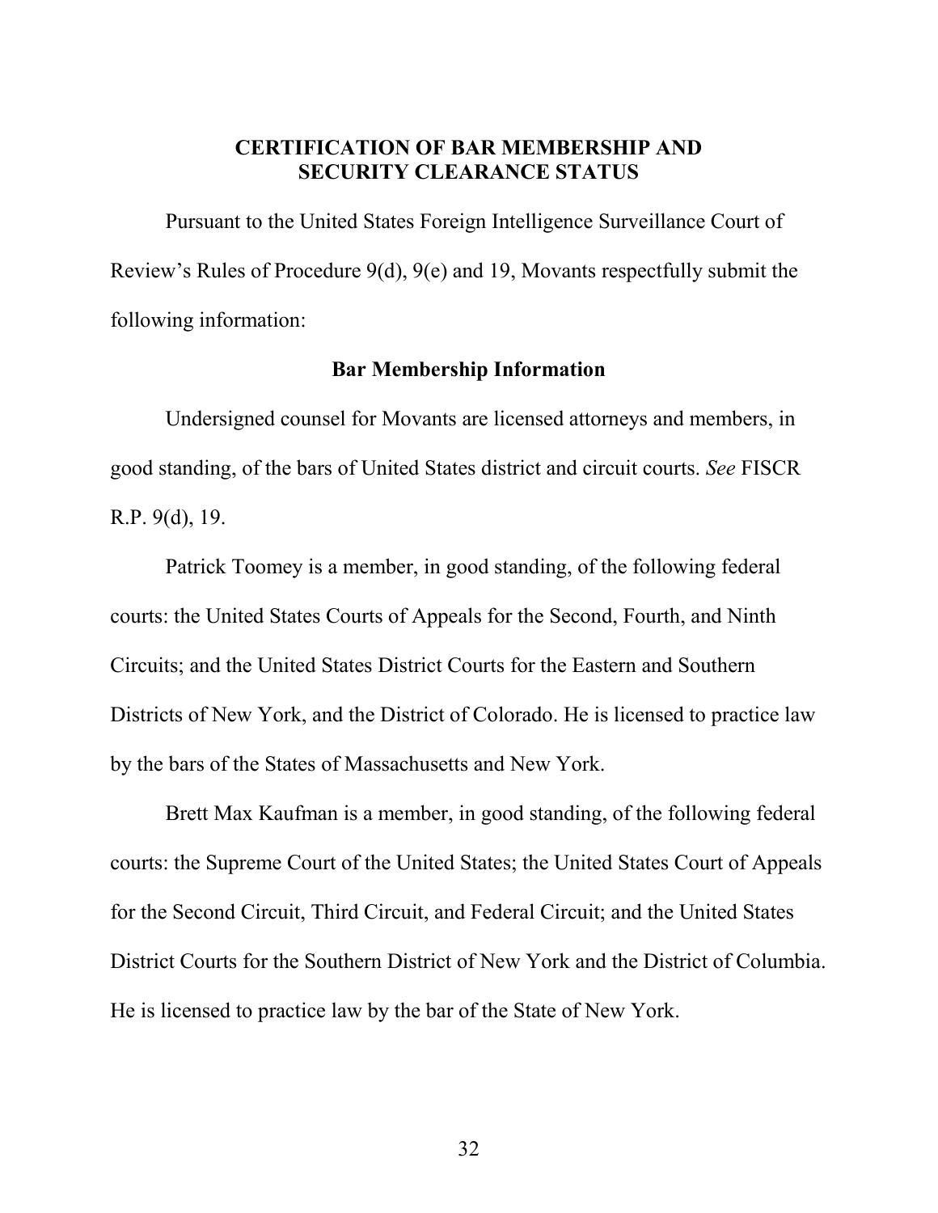## CERTIFICATION OF BAR MEMBERSHIP AND SECURITY CLEARANCE STATUS

Pursuant to the United States Foreign Intelligence Surveillance Court of Review's Rules of Procedure 9(d), 9(e) and 19, Movants respectfully submit the following information:

### Bar Membership Information

Undersigned counsel for Movants are licensed attorneys and members, in good standing, of the bars of United States district and circuit courts. *See* FISCR R.P. 9(d), 19.

Patrick Toomey is a member, in good standing, of the following federal courts: the United States Courts of Appeals for the Second, Fourth, and Ninth Circuits; and the United States District Courts for the Eastern and Southern Districts of New York, and the District of Colorado. He is licensed to practice law by the bars of the States of Massachusetts and New York.

Brett Max Kaufman is a member, in good standing, of the following federal courts: the Supreme Court of the United States; the United States Court of Appeals for the Second Circuit, Third Circuit, and Federal Circuit; and the United States District Courts for the Southern District of New York and the District of Columbia. He is licensed to practice law by the bar of the State of New York.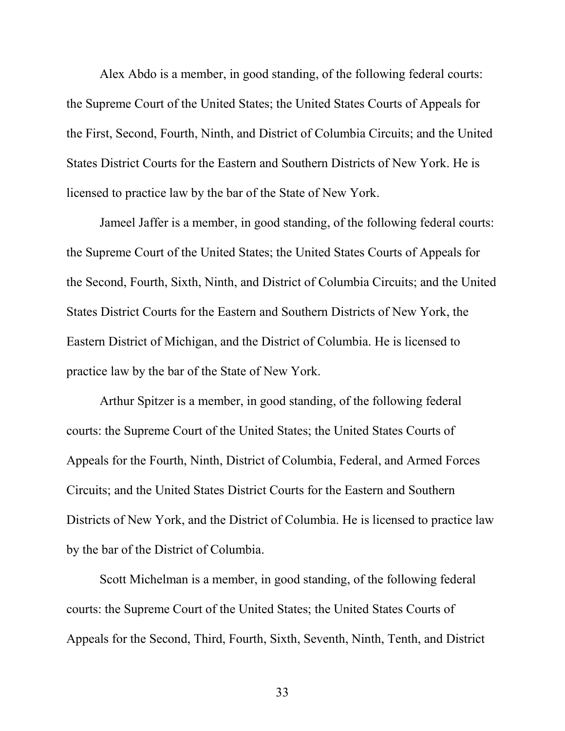Alex Abdo is a member, in good standing, of the following federal courts: the Supreme Court of the United States; the United States Courts of Appeals for the First, Second, Fourth, Ninth, and District of Columbia Circuits; and the United States District Courts for the Eastern and Southern Districts of New York. He is licensed to practice law by the bar of the State of New York.

Jameel Jaffer is a member, in good standing, of the following federal courts: the Supreme Court of the United States; the United States Courts of Appeals for the Second, Fourth, Sixth, Ninth, and District of Columbia Circuits; and the United States District Courts for the Eastern and Southern Districts of New York, the Eastern District of Michigan, and the District of Columbia. He is licensed to practice law by the bar of the State of New York.

Arthur Spitzer is a member, in good standing, of the following federal courts: the Supreme Court of the United States; the United States Courts of Appeals for the Fourth, Ninth, District of Columbia, Federal, and Armed Forces Circuits; and the United States District Courts for the Eastern and Southern Districts of New York, and the District of Columbia. He is licensed to practice law by the bar of the District of Columbia.

Scott Michelman is a member, in good standing, of the following federal courts: the Supreme Court of the United States; the United States Courts of Appeals for the Second, Third, Fourth, Sixth, Seventh, Ninth, Tenth, and District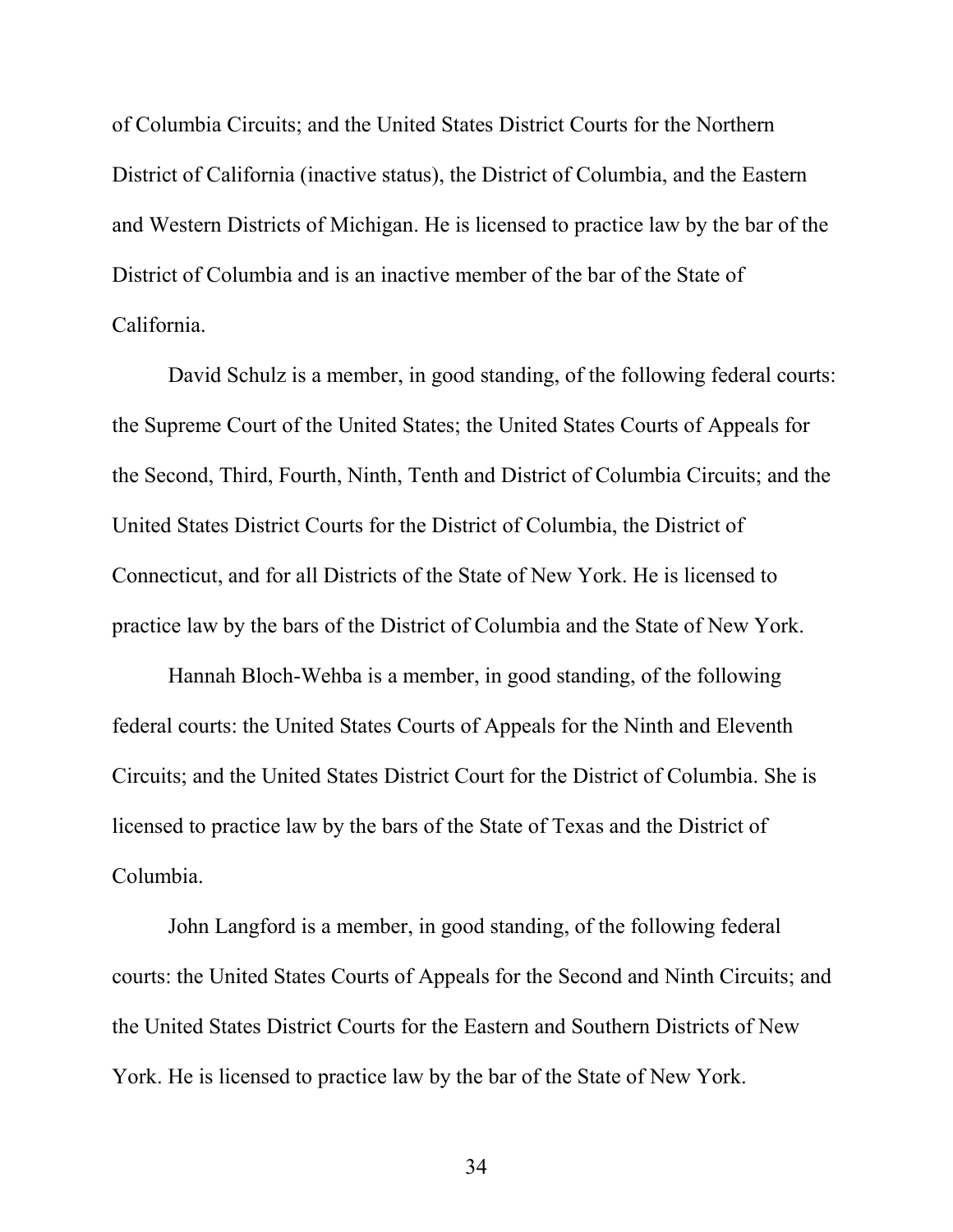of Columbia Circuits; and the United States District Courts for the Northern District of California (inactive status), the District of Columbia, and the Eastern and Western Districts of Michigan. He is licensed to practice law by the bar of the District of Columbia and is an inactive member of the bar of the State of California.

David Schulz is a member, in good standing, of the following federal courts: the Supreme Court of the United States; the United States Courts of Appeals for the Second, Third, Fourth, Ninth, Tenth and District of Columbia Circuits; and the United States District Courts for the District of Columbia, the District of Connecticut, and for all Districts of the State of New York. He is licensed to practice law by the bars of the District of Columbia and the State of New York.

Hannah Bloch-Wehba is a member, in good standing, of the following federal courts: the United States Courts of Appeals for the Ninth and Eleventh Circuits; and the United States District Court for the District of Columbia. She is licensed to practice law by the bars of the State of Texas and the District of Columbia.

John Langford is a member, in good standing, of the following federal courts: the United States Courts of Appeals for the Second and Ninth Circuits; and the United States District Courts for the Eastern and Southern Districts of New York. He is licensed to practice law by the bar of the State of New York.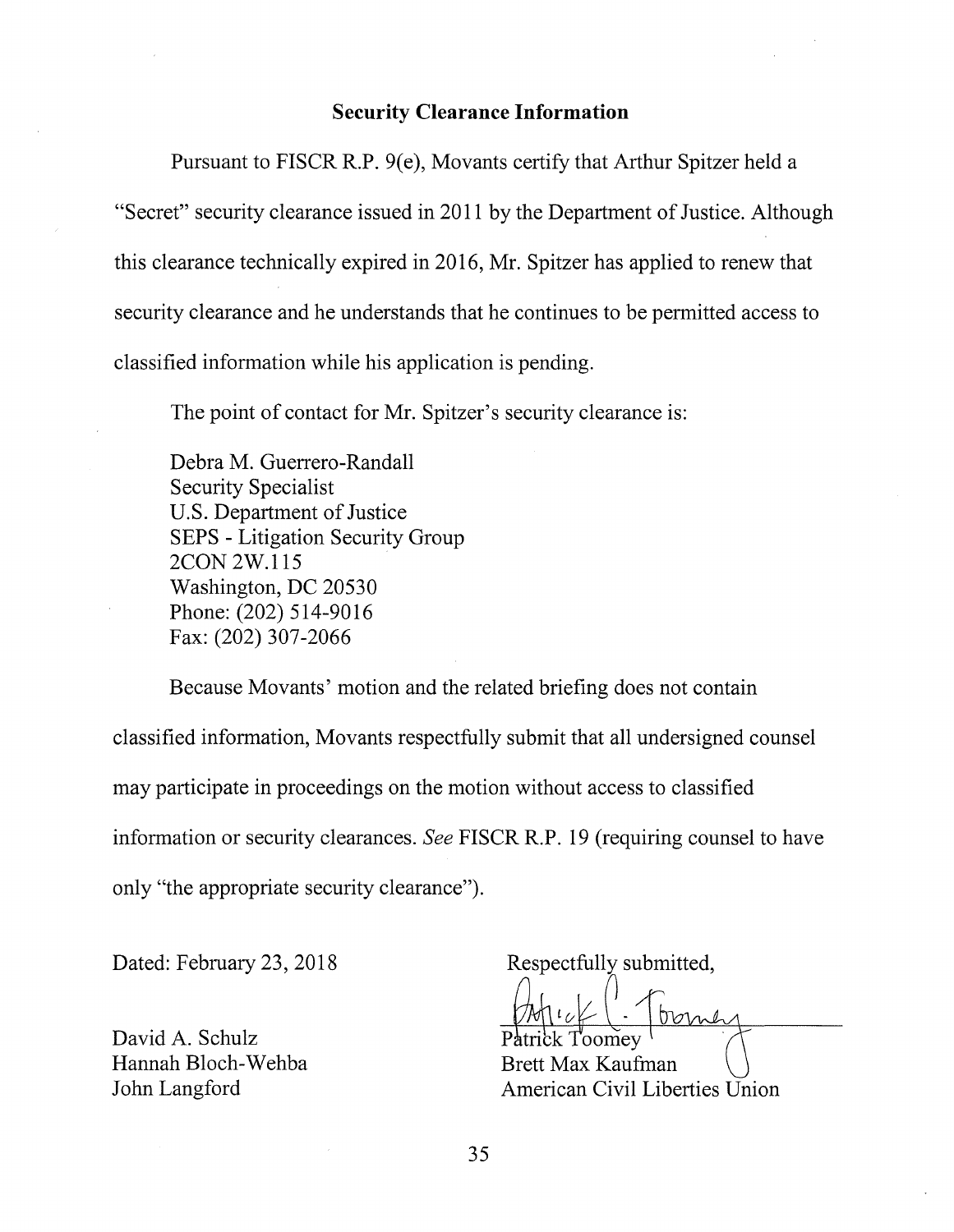## Security Clearance Information

Pursuant to FISCR R.P. 9(e), Movants certify that Arthur Spitzer held a "Secret" security clearance issued in 2011 by the Department of Justice. Although this clearance technically expired in 2016, Mr. Spitzer has applied to renew that security clearance and he understands that he continues to be permitted access to classified information while his application is pending.

The point of contact for Mr. Spitzer's security clearance is:

Debra M. Guerrero-Randall
Security Specialist
U.S. Department of Justice
SEPS - Litigation Security Group
2CON 2W.115
Washington, DC 20530
Phone: (202) 514-9016
Fax: (202) 307-2066

Because Movants' motion and the related briefing does not contain classified information, Movants respectfully submit that all undersigned counsel may participate in proceedings on the motion without access to classified information or security clearances. *See* FISCR R.P. 19 (requiring counsel to have only "the appropriate security clearance").

Dated: February 23, 2018

Respectfully submitted,

Patrick Toomey
Brett Max Kaufman
American Civil Liberties Union

David A. Schulz
Hannah Bloch-Wehba
John Langford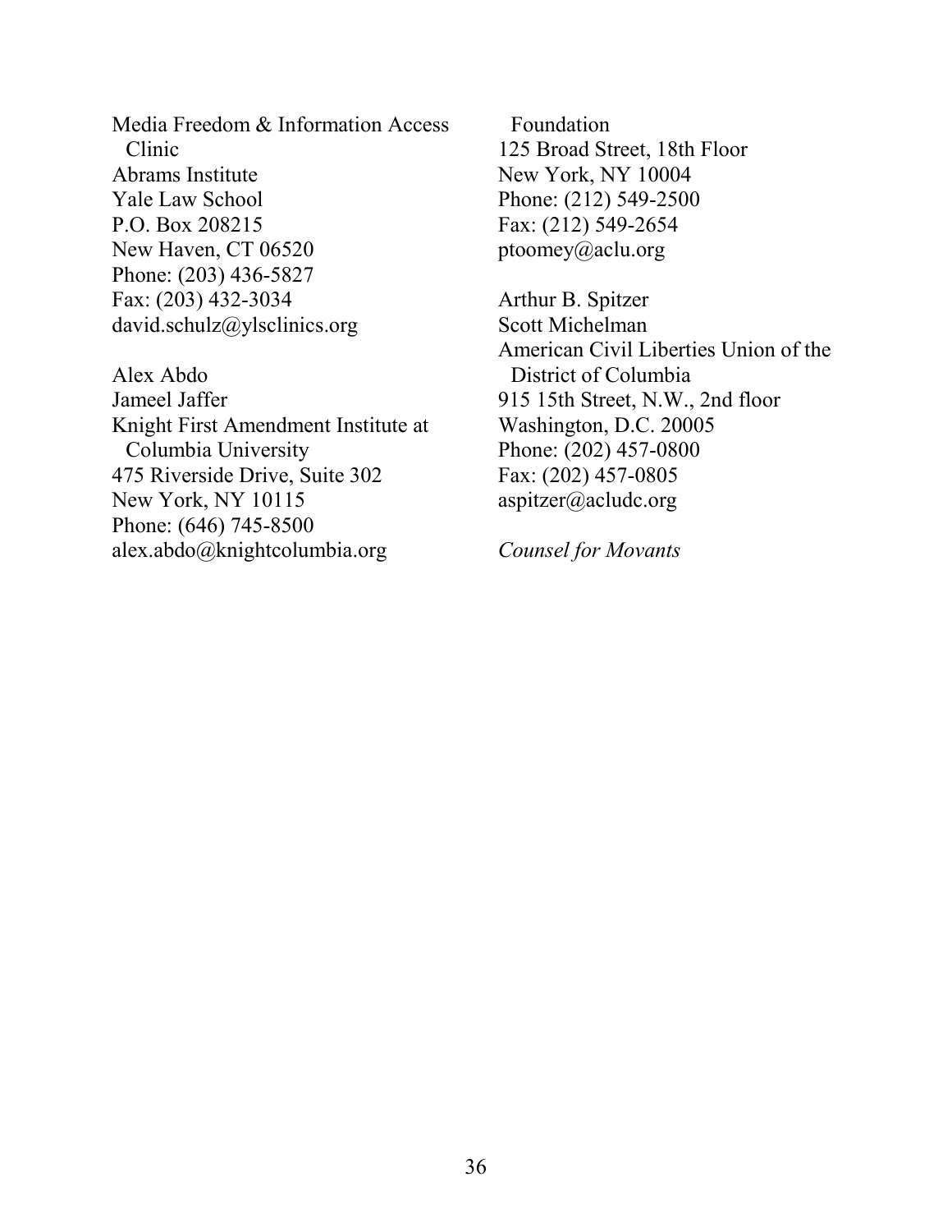Media Freedom & Information Access Clinic
Abrams Institute
Yale Law School
P.O. Box 208215
New Haven, CT 06520
Phone: (203) 436-5827
Fax: (203) 432-3034
david.schulz@ylsclinics.org

Alex Abdo
Jameel Jaffer
Knight First Amendment Institute at Columbia University
475 Riverside Drive, Suite 302
New York, NY 10115
Phone: (646) 745-8500
alex.abdo@knightcolumbia.org

Foundation
125 Broad Street, 18th Floor
New York, NY 10004
Phone: (212) 549-2500
Fax: (212) 549-2654
ptoomey@aclu.org

Arthur B. Spitzer
Scott Michelman
American Civil Liberties Union of the District of Columbia
915 15th Street, N.W., 2nd floor
Washington, D.C. 20005
Phone: (202) 457-0800
Fax: (202) 457-0805
aspitzer@acludc.org

*Counsel for Movants*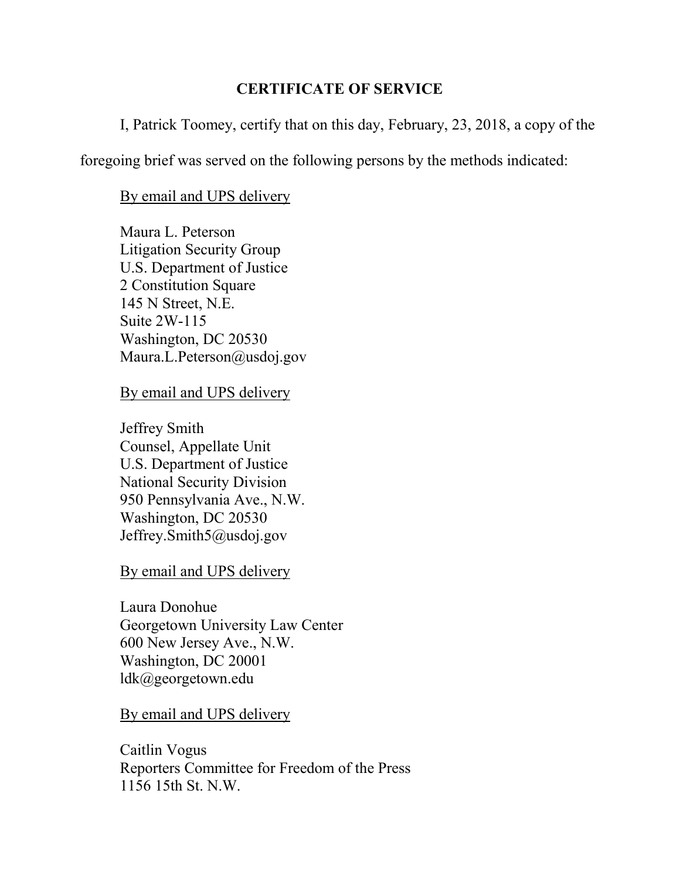## CERTIFICATE OF SERVICE

I, Patrick Toomey, certify that on this day, February, 23, 2018, a copy of the foregoing brief was served on the following persons by the methods indicated:

<u>By email and UPS delivery</u>

Maura L. Peterson
Litigation Security Group
U.S. Department of Justice
2 Constitution Square
145 N Street, N.E.
Suite 2W-115
Washington, DC 20530
Maura.L.Peterson@usdoj.gov

<u>By email and UPS delivery</u>

Jeffrey Smith
Counsel, Appellate Unit
U.S. Department of Justice
National Security Division
950 Pennsylvania Ave., N.W.
Washington, DC 20530
Jeffrey.Smith5@usdoj.gov

<u>By email and UPS delivery</u>

Laura Donohue
Georgetown University Law Center
600 New Jersey Ave., N.W.
Washington, DC 20001
ldk@georgetown.edu

<u>By email and UPS delivery</u>

Caitlin Vogus
Reporters Committee for Freedom of the Press
1156 15th St. N.W.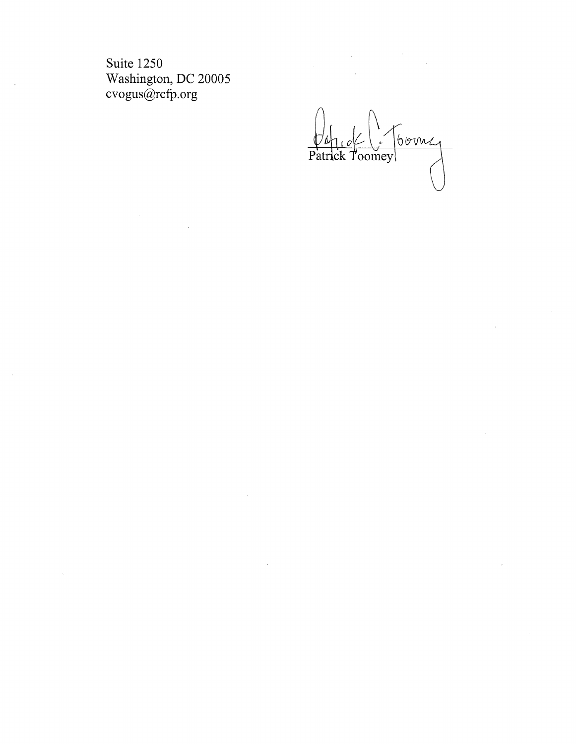Suite 1250
Washington, DC 20005
cvogus@rcfp.org

Patrick Toomey